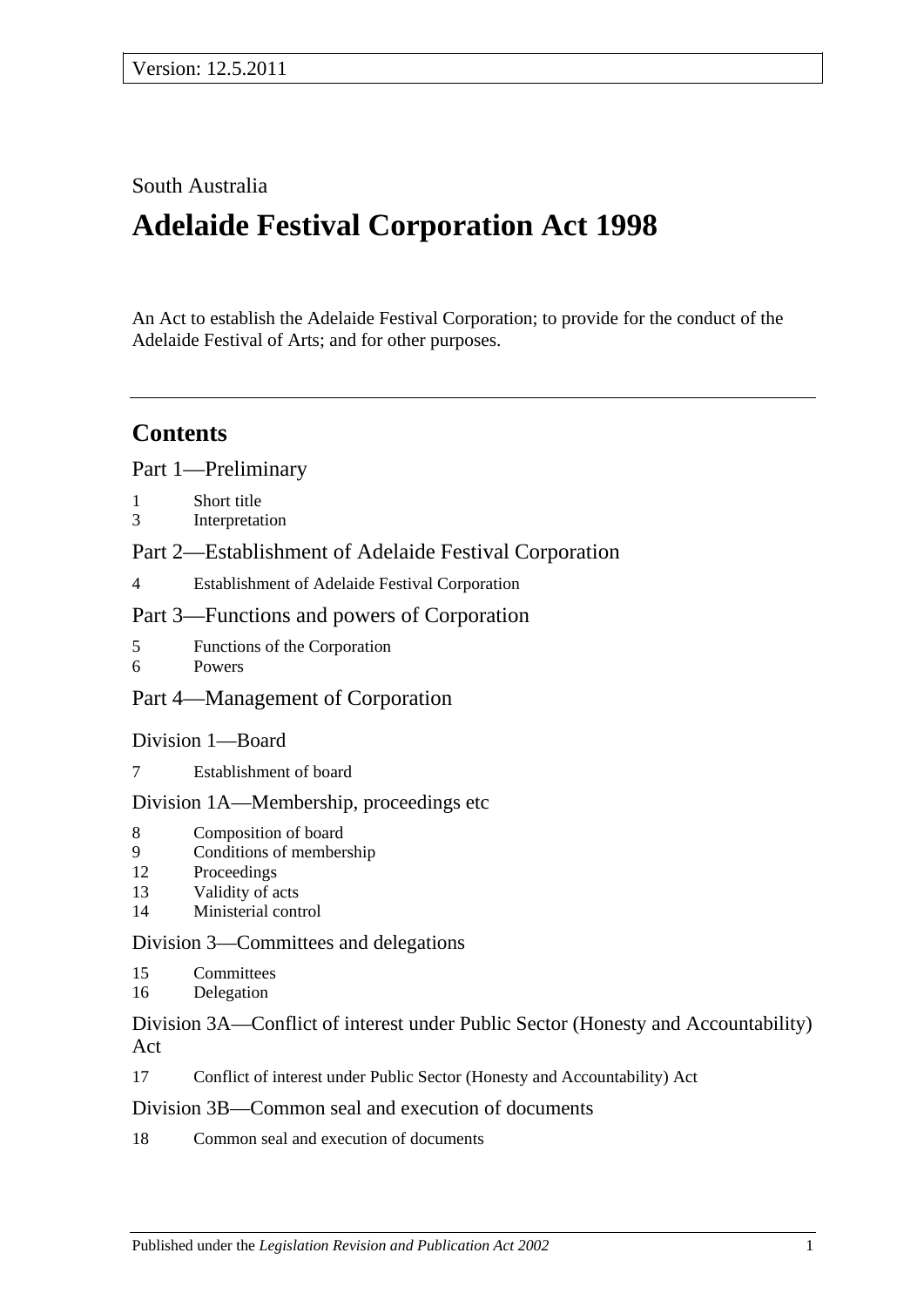Version: 12.5.2011

South Australia

# Adelaide Festival Corporation Act 1998

An Act to establish the Adelaide Festival Corporation; to provide for the conduct of the Adelaide Festival of Arts; and for other purposes.

## Contents

### Part 1—Preliminary

1 Short title
3 Interpretation

### Part 2—Establishment of Adelaide Festival Corporation

4 Establishment of Adelaide Festival Corporation

### Part 3—Functions and powers of Corporation

5 Functions of the Corporation
6 Powers

### Part 4—Management of Corporation

#### Division 1—Board

7 Establishment of board

#### Division 1A—Membership, proceedings etc

8 Composition of board
9 Conditions of membership
12 Proceedings
13 Validity of acts
14 Ministerial control

#### Division 3—Committees and delegations

15 Committees
16 Delegation

#### Division 3A—Conflict of interest under Public Sector (Honesty and Accountability) Act

17 Conflict of interest under Public Sector (Honesty and Accountability) Act

#### Division 3B—Common seal and execution of documents

18 Common seal and execution of documents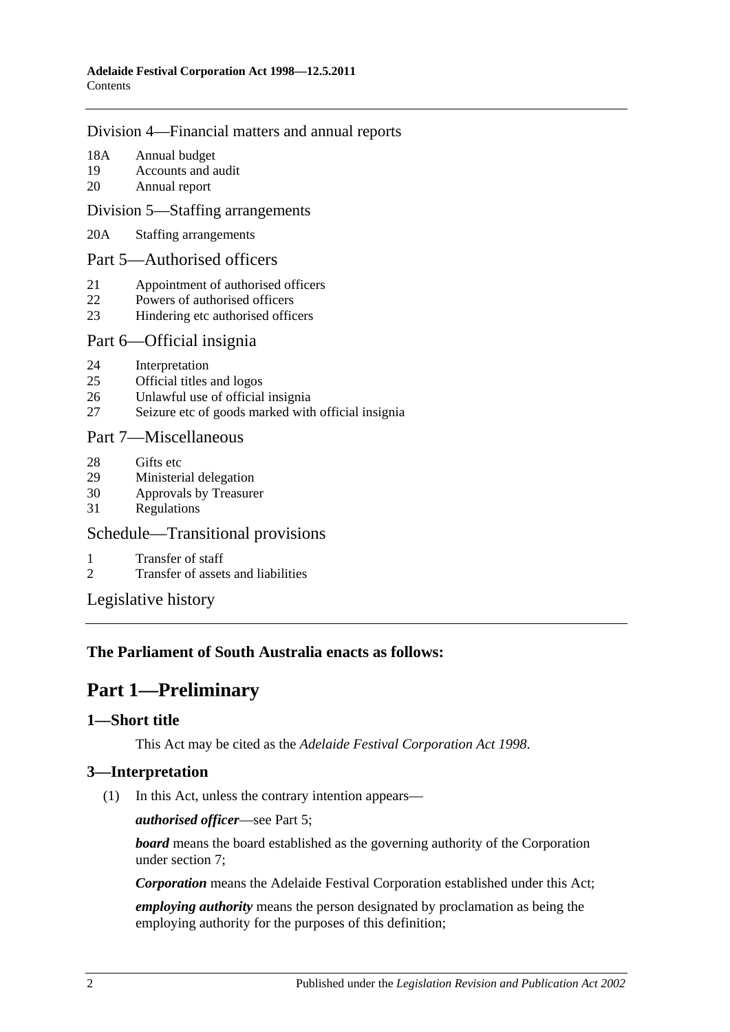Division 4—Financial matters and annual reports

18A Annual budget
19 Accounts and audit
20 Annual report

Division 5—Staffing arrangements

20A Staffing arrangements

Part 5—Authorised officers

21 Appointment of authorised officers
22 Powers of authorised officers
23 Hindering etc authorised officers

Part 6—Official insignia

24 Interpretation
25 Official titles and logos
26 Unlawful use of official insignia
27 Seizure etc of goods marked with official insignia

Part 7—Miscellaneous

28 Gifts etc
29 Ministerial delegation
30 Approvals by Treasurer
31 Regulations

Schedule—Transitional provisions

1 Transfer of staff
2 Transfer of assets and liabilities

Legislative history

**The Parliament of South Australia enacts as follows:**

# Part 1—Preliminary

## 1—Short title

This Act may be cited as the *Adelaide Festival Corporation Act 1998*.

## 3—Interpretation

(1) In this Act, unless the contrary intention appears—

***authorised officer***—see Part 5;

***board*** means the board established as the governing authority of the Corporation under section 7;

***Corporation*** means the Adelaide Festival Corporation established under this Act;

***employing authority*** means the person designated by proclamation as being the employing authority for the purposes of this definition;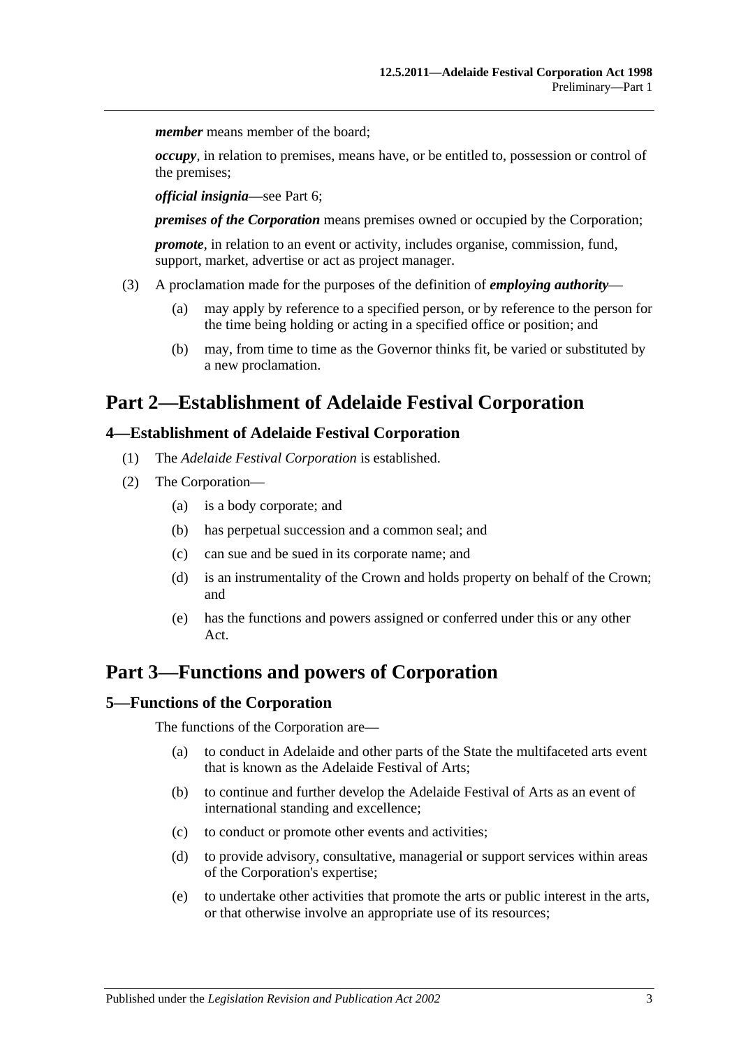***member*** means member of the board;

***occupy***, in relation to premises, means have, or be entitled to, possession or control of the premises;

***official insignia***—see Part 6;

***premises of the Corporation*** means premises owned or occupied by the Corporation;

***promote***, in relation to an event or activity, includes organise, commission, fund, support, market, advertise or act as project manager.

(3) A proclamation made for the purposes of the definition of ***employing authority***—

(a) may apply by reference to a specified person, or by reference to the person for the time being holding or acting in a specified office or position; and

(b) may, from time to time as the Governor thinks fit, be varied or substituted by a new proclamation.

# Part 2—Establishment of Adelaide Festival Corporation

## 4—Establishment of Adelaide Festival Corporation

(1) The *Adelaide Festival Corporation* is established.

(2) The Corporation—

(a) is a body corporate; and

(b) has perpetual succession and a common seal; and

(c) can sue and be sued in its corporate name; and

(d) is an instrumentality of the Crown and holds property on behalf of the Crown; and

(e) has the functions and powers assigned or conferred under this or any other Act.

# Part 3—Functions and powers of Corporation

## 5—Functions of the Corporation

The functions of the Corporation are—

(a) to conduct in Adelaide and other parts of the State the multifaceted arts event that is known as the Adelaide Festival of Arts;

(b) to continue and further develop the Adelaide Festival of Arts as an event of international standing and excellence;

(c) to conduct or promote other events and activities;

(d) to provide advisory, consultative, managerial or support services within areas of the Corporation's expertise;

(e) to undertake other activities that promote the arts or public interest in the arts, or that otherwise involve an appropriate use of its resources;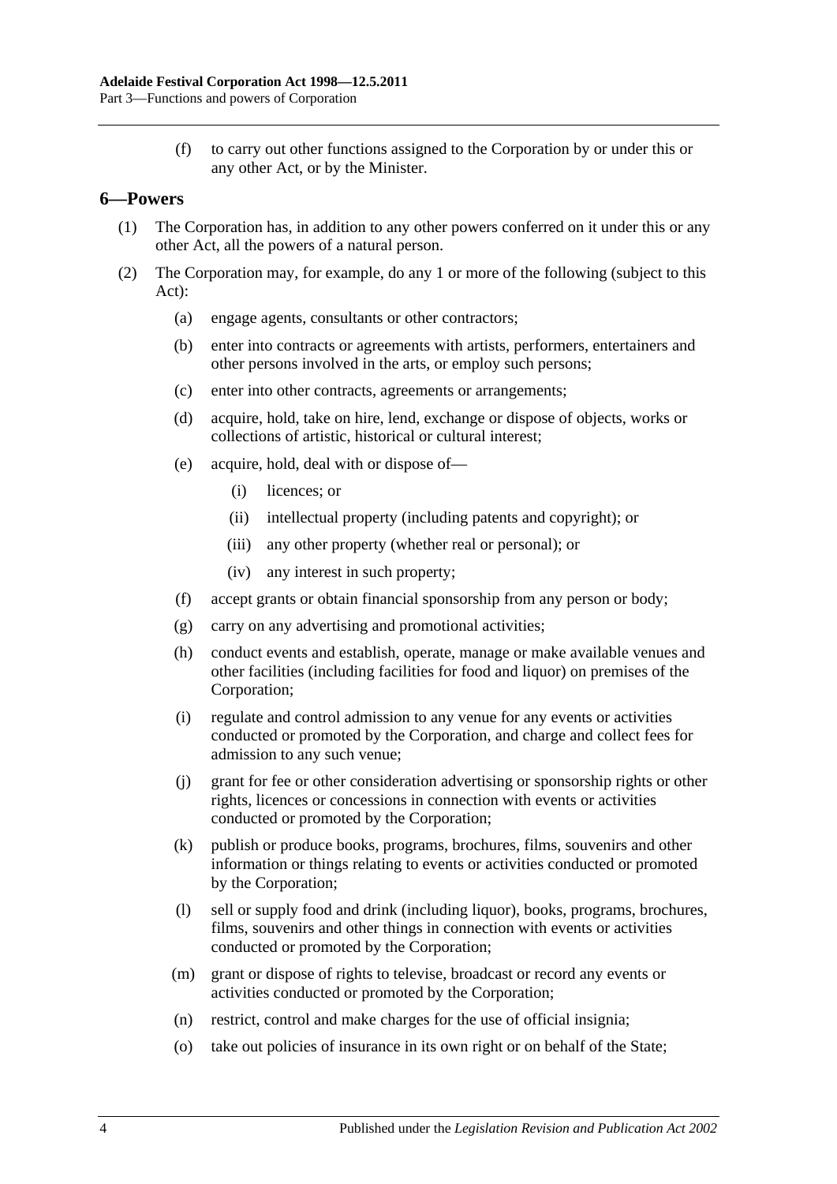(f) to carry out other functions assigned to the Corporation by or under this or any other Act, or by the Minister.

## 6—Powers

(1) The Corporation has, in addition to any other powers conferred on it under this or any other Act, all the powers of a natural person.

(2) The Corporation may, for example, do any 1 or more of the following (subject to this Act):

(a) engage agents, consultants or other contractors;

(b) enter into contracts or agreements with artists, performers, entertainers and other persons involved in the arts, or employ such persons;

(c) enter into other contracts, agreements or arrangements;

(d) acquire, hold, take on hire, lend, exchange or dispose of objects, works or collections of artistic, historical or cultural interest;

(e) acquire, hold, deal with or dispose of—

(i) licences; or

(ii) intellectual property (including patents and copyright); or

(iii) any other property (whether real or personal); or

(iv) any interest in such property;

(f) accept grants or obtain financial sponsorship from any person or body;

(g) carry on any advertising and promotional activities;

(h) conduct events and establish, operate, manage or make available venues and other facilities (including facilities for food and liquor) on premises of the Corporation;

(i) regulate and control admission to any venue for any events or activities conducted or promoted by the Corporation, and charge and collect fees for admission to any such venue;

(j) grant for fee or other consideration advertising or sponsorship rights or other rights, licences or concessions in connection with events or activities conducted or promoted by the Corporation;

(k) publish or produce books, programs, brochures, films, souvenirs and other information or things relating to events or activities conducted or promoted by the Corporation;

(l) sell or supply food and drink (including liquor), books, programs, brochures, films, souvenirs and other things in connection with events or activities conducted or promoted by the Corporation;

(m) grant or dispose of rights to televise, broadcast or record any events or activities conducted or promoted by the Corporation;

(n) restrict, control and make charges for the use of official insignia;

(o) take out policies of insurance in its own right or on behalf of the State;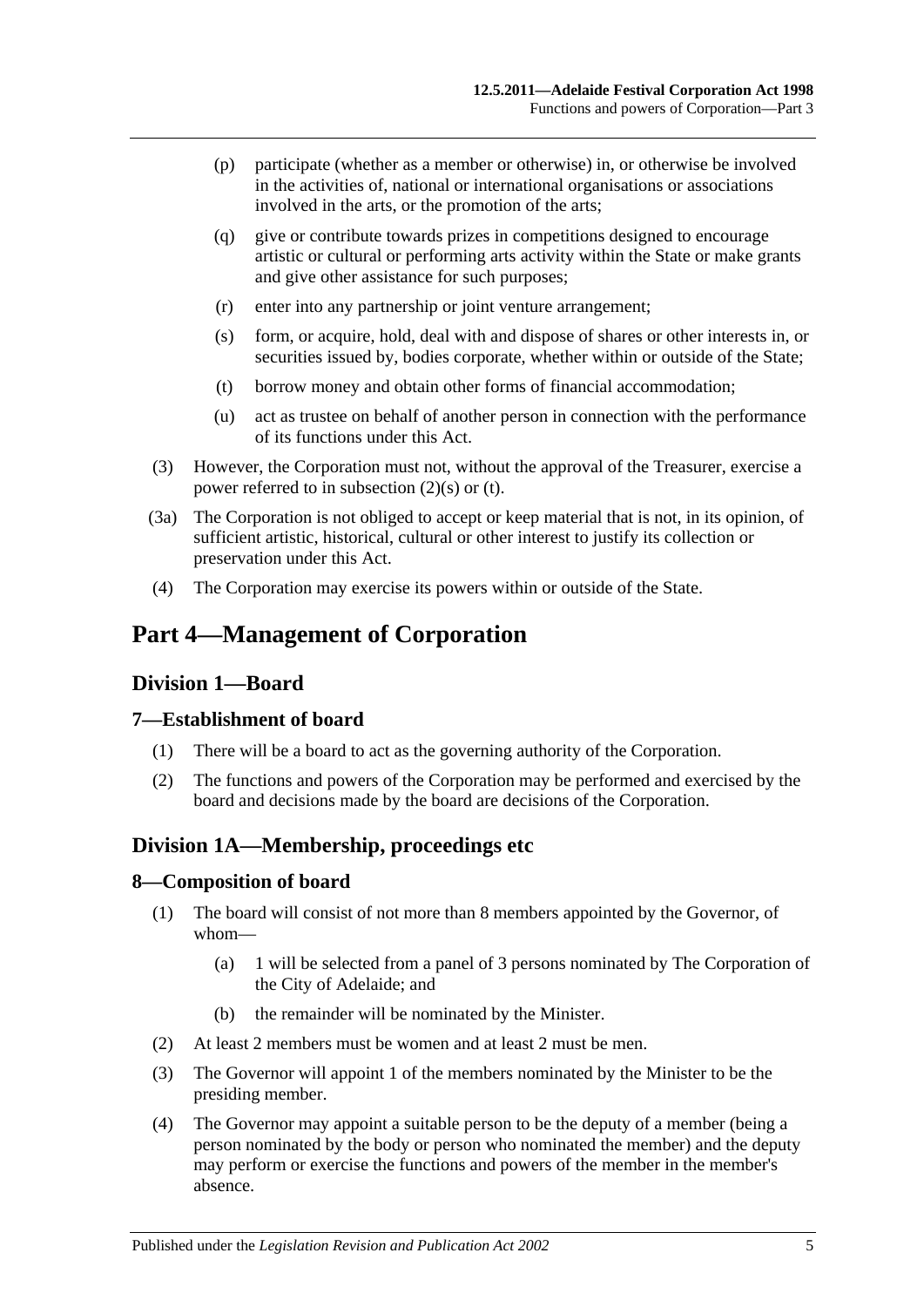(p) participate (whether as a member or otherwise) in, or otherwise be involved in the activities of, national or international organisations or associations involved in the arts, or the promotion of the arts;

(q) give or contribute towards prizes in competitions designed to encourage artistic or cultural or performing arts activity within the State or make grants and give other assistance for such purposes;

(r) enter into any partnership or joint venture arrangement;

(s) form, or acquire, hold, deal with and dispose of shares or other interests in, or securities issued by, bodies corporate, whether within or outside of the State;

(t) borrow money and obtain other forms of financial accommodation;

(u) act as trustee on behalf of another person in connection with the performance of its functions under this Act.

(3) However, the Corporation must not, without the approval of the Treasurer, exercise a power referred to in subsection (2)(s) or (t).

(3a) The Corporation is not obliged to accept or keep material that is not, in its opinion, of sufficient artistic, historical, cultural or other interest to justify its collection or preservation under this Act.

(4) The Corporation may exercise its powers within or outside of the State.

# Part 4—Management of Corporation

## Division 1—Board

### 7—Establishment of board

(1) There will be a board to act as the governing authority of the Corporation.

(2) The functions and powers of the Corporation may be performed and exercised by the board and decisions made by the board are decisions of the Corporation.

## Division 1A—Membership, proceedings etc

### 8—Composition of board

(1) The board will consist of not more than 8 members appointed by the Governor, of whom—

(a) 1 will be selected from a panel of 3 persons nominated by The Corporation of the City of Adelaide; and

(b) the remainder will be nominated by the Minister.

(2) At least 2 members must be women and at least 2 must be men.

(3) The Governor will appoint 1 of the members nominated by the Minister to be the presiding member.

(4) The Governor may appoint a suitable person to be the deputy of a member (being a person nominated by the body or person who nominated the member) and the deputy may perform or exercise the functions and powers of the member in the member's absence.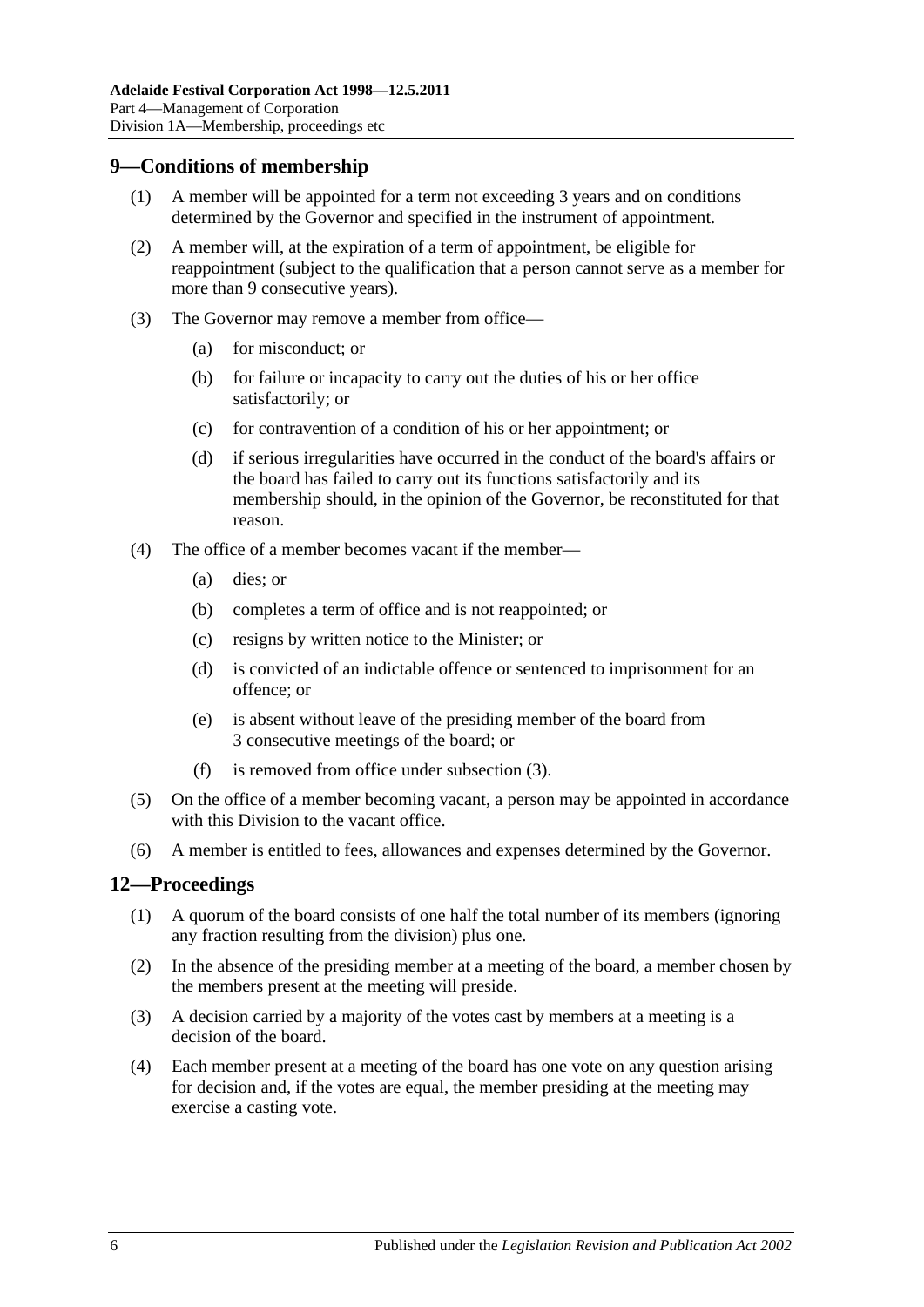## 9—Conditions of membership

(1) A member will be appointed for a term not exceeding 3 years and on conditions determined by the Governor and specified in the instrument of appointment.

(2) A member will, at the expiration of a term of appointment, be eligible for reappointment (subject to the qualification that a person cannot serve as a member for more than 9 consecutive years).

(3) The Governor may remove a member from office—

- (a) for misconduct; or
- (b) for failure or incapacity to carry out the duties of his or her office satisfactorily; or
- (c) for contravention of a condition of his or her appointment; or
- (d) if serious irregularities have occurred in the conduct of the board's affairs or the board has failed to carry out its functions satisfactorily and its membership should, in the opinion of the Governor, be reconstituted for that reason.

(4) The office of a member becomes vacant if the member—

- (a) dies; or
- (b) completes a term of office and is not reappointed; or
- (c) resigns by written notice to the Minister; or
- (d) is convicted of an indictable offence or sentenced to imprisonment for an offence; or
- (e) is absent without leave of the presiding member of the board from 3 consecutive meetings of the board; or
- (f) is removed from office under subsection (3).

(5) On the office of a member becoming vacant, a person may be appointed in accordance with this Division to the vacant office.

(6) A member is entitled to fees, allowances and expenses determined by the Governor.

## 12—Proceedings

(1) A quorum of the board consists of one half the total number of its members (ignoring any fraction resulting from the division) plus one.

(2) In the absence of the presiding member at a meeting of the board, a member chosen by the members present at the meeting will preside.

(3) A decision carried by a majority of the votes cast by members at a meeting is a decision of the board.

(4) Each member present at a meeting of the board has one vote on any question arising for decision and, if the votes are equal, the member presiding at the meeting may exercise a casting vote.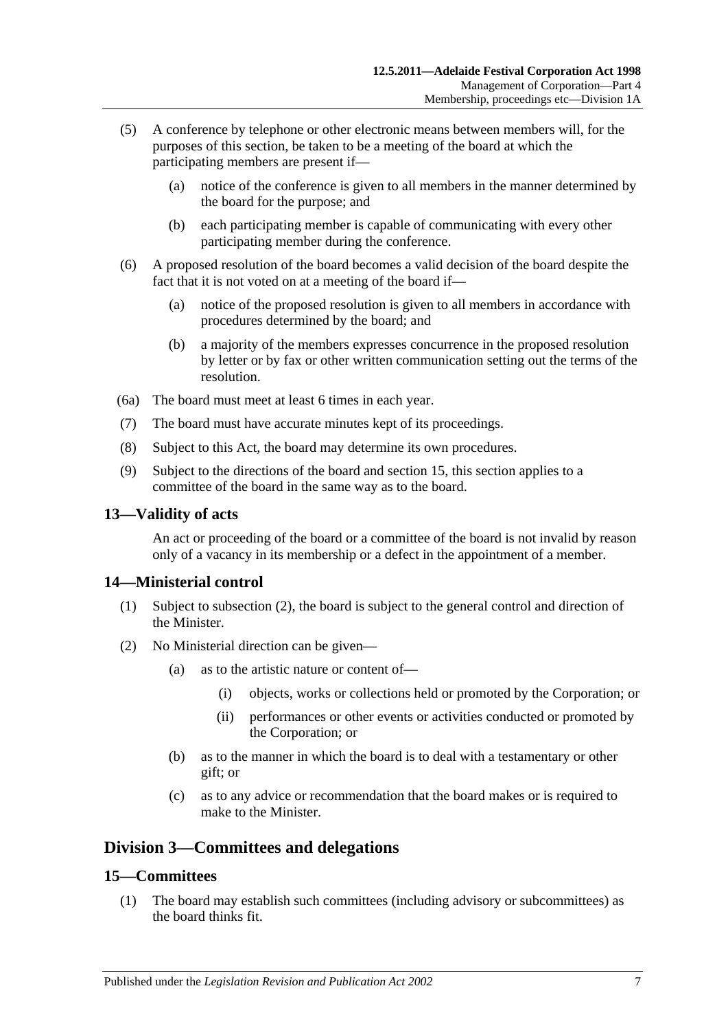(5) A conference by telephone or other electronic means between members will, for the purposes of this section, be taken to be a meeting of the board at which the participating members are present if—

(a) notice of the conference is given to all members in the manner determined by the board for the purpose; and

(b) each participating member is capable of communicating with every other participating member during the conference.

(6) A proposed resolution of the board becomes a valid decision of the board despite the fact that it is not voted on at a meeting of the board if—

(a) notice of the proposed resolution is given to all members in accordance with procedures determined by the board; and

(b) a majority of the members expresses concurrence in the proposed resolution by letter or by fax or other written communication setting out the terms of the resolution.

(6a) The board must meet at least 6 times in each year.

(7) The board must have accurate minutes kept of its proceedings.

(8) Subject to this Act, the board may determine its own procedures.

(9) Subject to the directions of the board and section 15, this section applies to a committee of the board in the same way as to the board.

## 13—Validity of acts

An act or proceeding of the board or a committee of the board is not invalid by reason only of a vacancy in its membership or a defect in the appointment of a member.

## 14—Ministerial control

(1) Subject to subsection (2), the board is subject to the general control and direction of the Minister.

(2) No Ministerial direction can be given—

(a) as to the artistic nature or content of—

(i) objects, works or collections held or promoted by the Corporation; or

(ii) performances or other events or activities conducted or promoted by the Corporation; or

(b) as to the manner in which the board is to deal with a testamentary or other gift; or

(c) as to any advice or recommendation that the board makes or is required to make to the Minister.

# Division 3—Committees and delegations

## 15—Committees

(1) The board may establish such committees (including advisory or subcommittees) as the board thinks fit.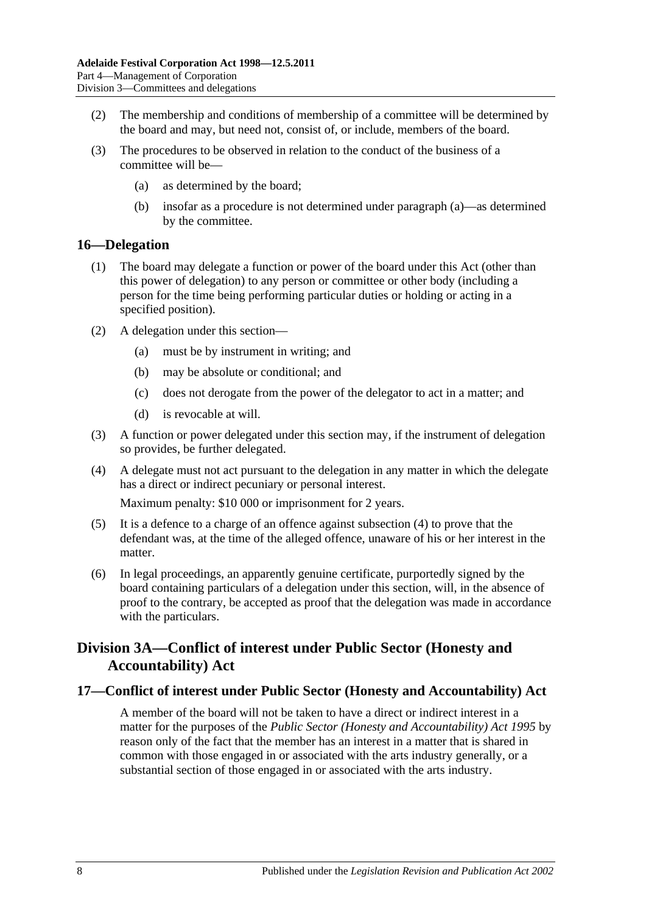(2) The membership and conditions of membership of a committee will be determined by the board and may, but need not, consist of, or include, members of the board.

(3) The procedures to be observed in relation to the conduct of the business of a committee will be—

(a) as determined by the board;

(b) insofar as a procedure is not determined under paragraph (a)—as determined by the committee.

## 16—Delegation

(1) The board may delegate a function or power of the board under this Act (other than this power of delegation) to any person or committee or other body (including a person for the time being performing particular duties or holding or acting in a specified position).

(2) A delegation under this section—

(a) must be by instrument in writing; and

(b) may be absolute or conditional; and

(c) does not derogate from the power of the delegator to act in a matter; and

(d) is revocable at will.

(3) A function or power delegated under this section may, if the instrument of delegation so provides, be further delegated.

(4) A delegate must not act pursuant to the delegation in any matter in which the delegate has a direct or indirect pecuniary or personal interest.

Maximum penalty: $10 000 or imprisonment for 2 years.

(5) It is a defence to a charge of an offence against subsection (4) to prove that the defendant was, at the time of the alleged offence, unaware of his or her interest in the matter.

(6) In legal proceedings, an apparently genuine certificate, purportedly signed by the board containing particulars of a delegation under this section, will, in the absence of proof to the contrary, be accepted as proof that the delegation was made in accordance with the particulars.

# Division 3A—Conflict of interest under Public Sector (Honesty and Accountability) Act

## 17—Conflict of interest under Public Sector (Honesty and Accountability) Act

A member of the board will not be taken to have a direct or indirect interest in a matter for the purposes of the *Public Sector (Honesty and Accountability) Act 1995* by reason only of the fact that the member has an interest in a matter that is shared in common with those engaged in or associated with the arts industry generally, or a substantial section of those engaged in or associated with the arts industry.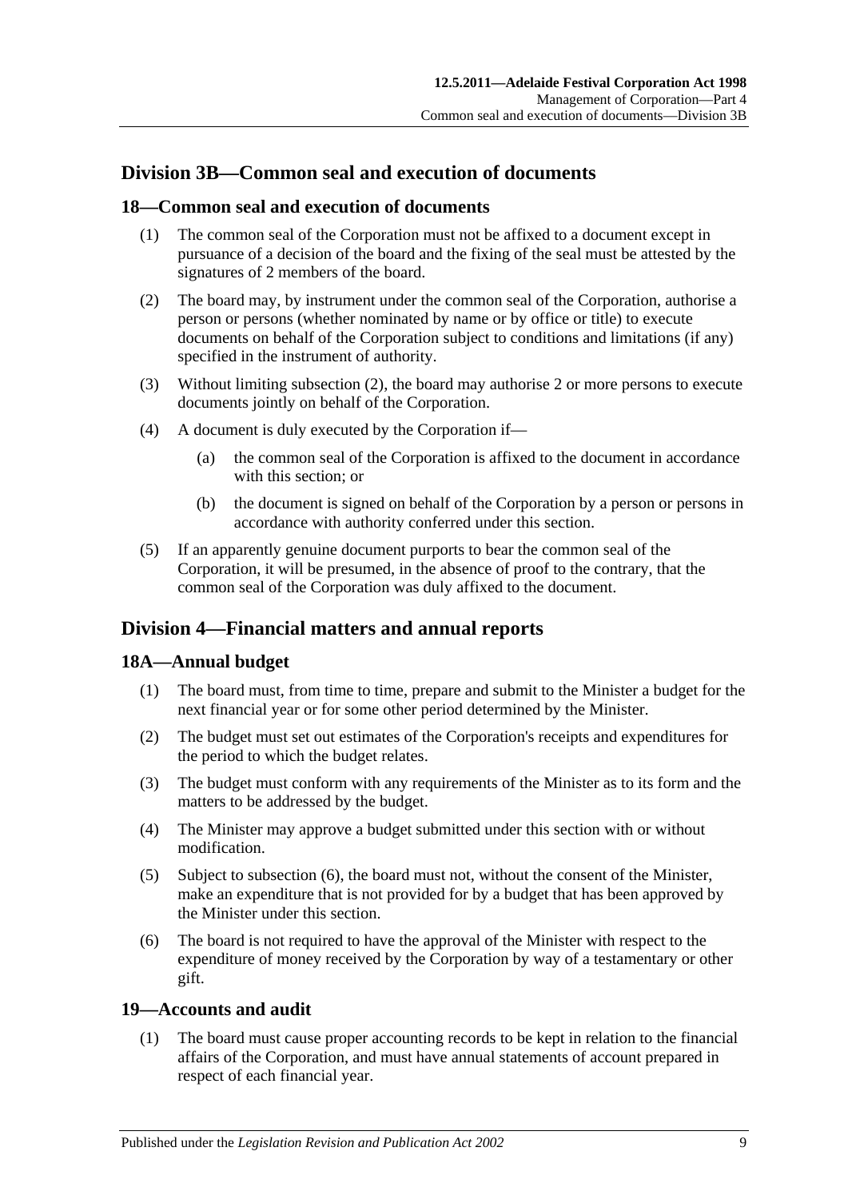## Division 3B—Common seal and execution of documents

### 18—Common seal and execution of documents

(1) The common seal of the Corporation must not be affixed to a document except in pursuance of a decision of the board and the fixing of the seal must be attested by the signatures of 2 members of the board.

(2) The board may, by instrument under the common seal of the Corporation, authorise a person or persons (whether nominated by name or by office or title) to execute documents on behalf of the Corporation subject to conditions and limitations (if any) specified in the instrument of authority.

(3) Without limiting subsection (2), the board may authorise 2 or more persons to execute documents jointly on behalf of the Corporation.

(4) A document is duly executed by the Corporation if—

   (a) the common seal of the Corporation is affixed to the document in accordance with this section; or

   (b) the document is signed on behalf of the Corporation by a person or persons in accordance with authority conferred under this section.

(5) If an apparently genuine document purports to bear the common seal of the Corporation, it will be presumed, in the absence of proof to the contrary, that the common seal of the Corporation was duly affixed to the document.

## Division 4—Financial matters and annual reports

### 18A—Annual budget

(1) The board must, from time to time, prepare and submit to the Minister a budget for the next financial year or for some other period determined by the Minister.

(2) The budget must set out estimates of the Corporation's receipts and expenditures for the period to which the budget relates.

(3) The budget must conform with any requirements of the Minister as to its form and the matters to be addressed by the budget.

(4) The Minister may approve a budget submitted under this section with or without modification.

(5) Subject to subsection (6), the board must not, without the consent of the Minister, make an expenditure that is not provided for by a budget that has been approved by the Minister under this section.

(6) The board is not required to have the approval of the Minister with respect to the expenditure of money received by the Corporation by way of a testamentary or other gift.

### 19—Accounts and audit

(1) The board must cause proper accounting records to be kept in relation to the financial affairs of the Corporation, and must have annual statements of account prepared in respect of each financial year.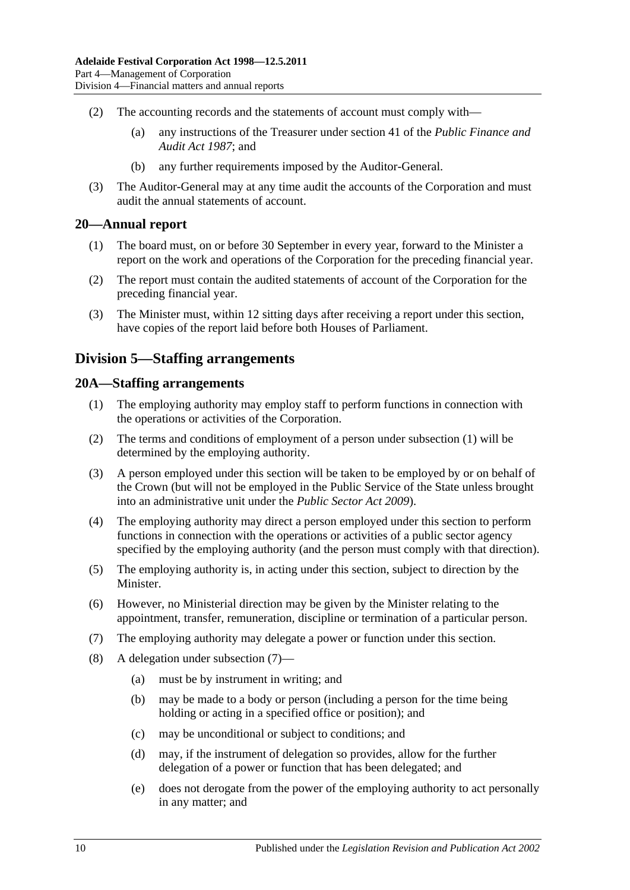(2) The accounting records and the statements of account must comply with—

(a) any instructions of the Treasurer under section 41 of the *Public Finance and Audit Act 1987*; and

(b) any further requirements imposed by the Auditor-General.

(3) The Auditor-General may at any time audit the accounts of the Corporation and must audit the annual statements of account.

## 20—Annual report

(1) The board must, on or before 30 September in every year, forward to the Minister a report on the work and operations of the Corporation for the preceding financial year.

(2) The report must contain the audited statements of account of the Corporation for the preceding financial year.

(3) The Minister must, within 12 sitting days after receiving a report under this section, have copies of the report laid before both Houses of Parliament.

# Division 5—Staffing arrangements

## 20A—Staffing arrangements

(1) The employing authority may employ staff to perform functions in connection with the operations or activities of the Corporation.

(2) The terms and conditions of employment of a person under subsection (1) will be determined by the employing authority.

(3) A person employed under this section will be taken to be employed by or on behalf of the Crown (but will not be employed in the Public Service of the State unless brought into an administrative unit under the *Public Sector Act 2009*).

(4) The employing authority may direct a person employed under this section to perform functions in connection with the operations or activities of a public sector agency specified by the employing authority (and the person must comply with that direction).

(5) The employing authority is, in acting under this section, subject to direction by the Minister.

(6) However, no Ministerial direction may be given by the Minister relating to the appointment, transfer, remuneration, discipline or termination of a particular person.

(7) The employing authority may delegate a power or function under this section.

(8) A delegation under subsection (7)—

(a) must be by instrument in writing; and

(b) may be made to a body or person (including a person for the time being holding or acting in a specified office or position); and

(c) may be unconditional or subject to conditions; and

(d) may, if the instrument of delegation so provides, allow for the further delegation of a power or function that has been delegated; and

(e) does not derogate from the power of the employing authority to act personally in any matter; and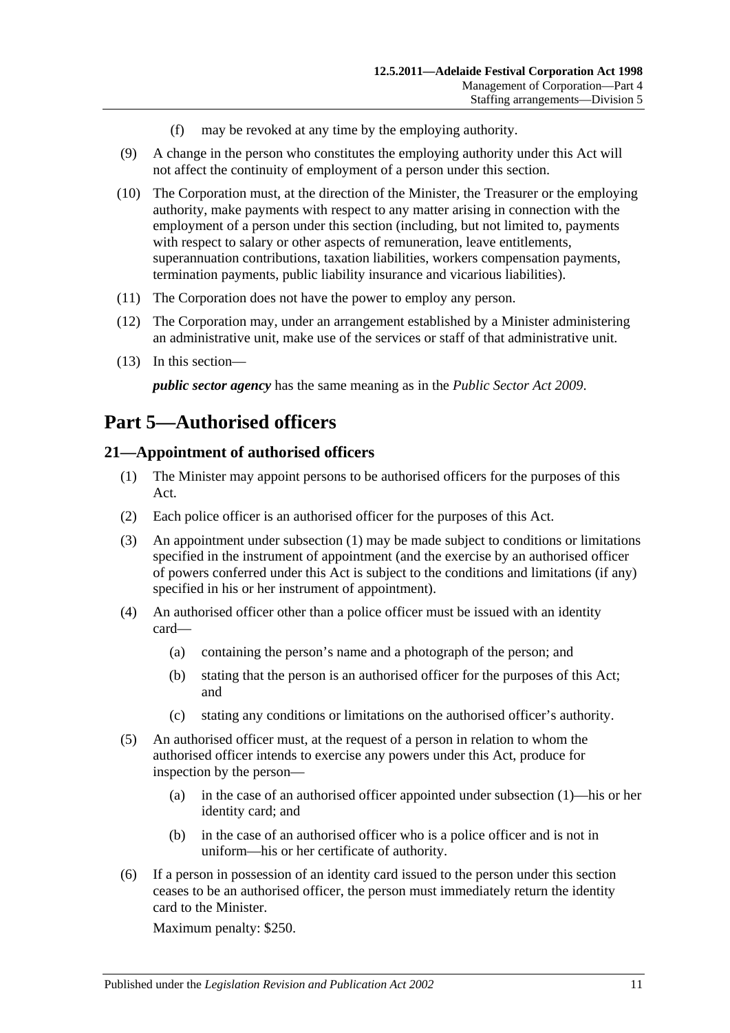(f) may be revoked at any time by the employing authority.

(9) A change in the person who constitutes the employing authority under this Act will not affect the continuity of employment of a person under this section.

(10) The Corporation must, at the direction of the Minister, the Treasurer or the employing authority, make payments with respect to any matter arising in connection with the employment of a person under this section (including, but not limited to, payments with respect to salary or other aspects of remuneration, leave entitlements, superannuation contributions, taxation liabilities, workers compensation payments, termination payments, public liability insurance and vicarious liabilities).

(11) The Corporation does not have the power to employ any person.

(12) The Corporation may, under an arrangement established by a Minister administering an administrative unit, make use of the services or staff of that administrative unit.

(13) In this section—

***public sector agency*** has the same meaning as in the *Public Sector Act 2009*.

# Part 5—Authorised officers

## 21—Appointment of authorised officers

(1) The Minister may appoint persons to be authorised officers for the purposes of this Act.

(2) Each police officer is an authorised officer for the purposes of this Act.

(3) An appointment under subsection (1) may be made subject to conditions or limitations specified in the instrument of appointment (and the exercise by an authorised officer of powers conferred under this Act is subject to the conditions and limitations (if any) specified in his or her instrument of appointment).

(4) An authorised officer other than a police officer must be issued with an identity card—

(a) containing the person's name and a photograph of the person; and

(b) stating that the person is an authorised officer for the purposes of this Act; and

(c) stating any conditions or limitations on the authorised officer's authority.

(5) An authorised officer must, at the request of a person in relation to whom the authorised officer intends to exercise any powers under this Act, produce for inspection by the person—

(a) in the case of an authorised officer appointed under subsection (1)—his or her identity card; and

(b) in the case of an authorised officer who is a police officer and is not in uniform—his or her certificate of authority.

(6) If a person in possession of an identity card issued to the person under this section ceases to be an authorised officer, the person must immediately return the identity card to the Minister.

Maximum penalty: $250.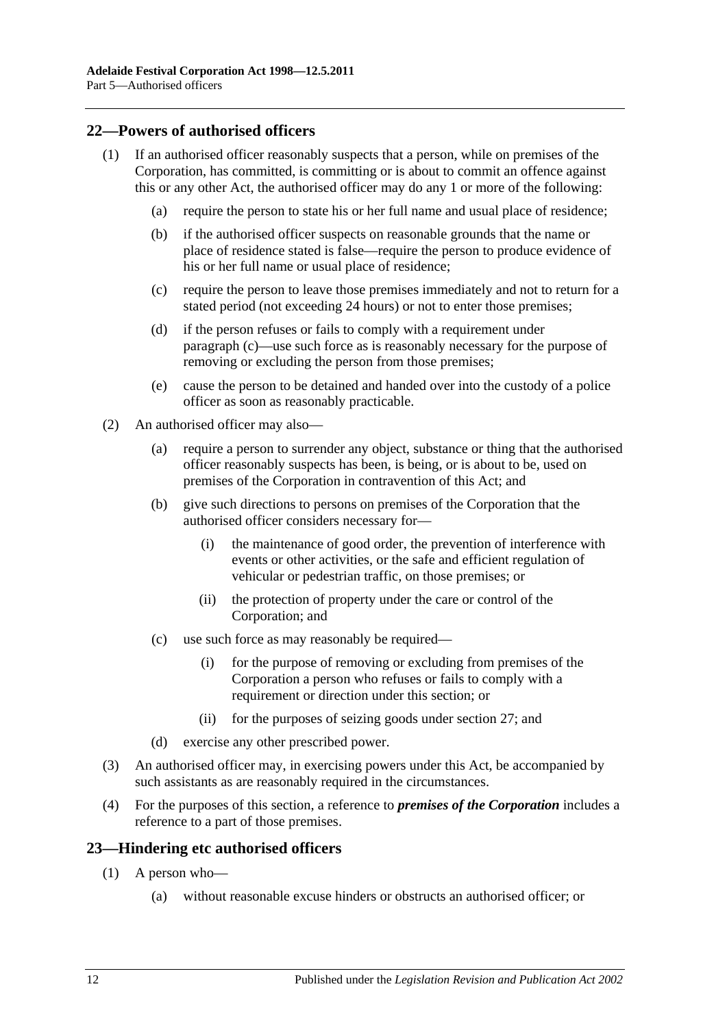## 22—Powers of authorised officers

(1) If an authorised officer reasonably suspects that a person, while on premises of the Corporation, has committed, is committing or is about to commit an offence against this or any other Act, the authorised officer may do any 1 or more of the following:

(a) require the person to state his or her full name and usual place of residence;

(b) if the authorised officer suspects on reasonable grounds that the name or place of residence stated is false—require the person to produce evidence of his or her full name or usual place of residence;

(c) require the person to leave those premises immediately and not to return for a stated period (not exceeding 24 hours) or not to enter those premises;

(d) if the person refuses or fails to comply with a requirement under paragraph (c)—use such force as is reasonably necessary for the purpose of removing or excluding the person from those premises;

(e) cause the person to be detained and handed over into the custody of a police officer as soon as reasonably practicable.

(2) An authorised officer may also—

(a) require a person to surrender any object, substance or thing that the authorised officer reasonably suspects has been, is being, or is about to be, used on premises of the Corporation in contravention of this Act; and

(b) give such directions to persons on premises of the Corporation that the authorised officer considers necessary for—

(i) the maintenance of good order, the prevention of interference with events or other activities, or the safe and efficient regulation of vehicular or pedestrian traffic, on those premises; or

(ii) the protection of property under the care or control of the Corporation; and

(c) use such force as may reasonably be required—

(i) for the purpose of removing or excluding from premises of the Corporation a person who refuses or fails to comply with a requirement or direction under this section; or

(ii) for the purposes of seizing goods under section 27; and

(d) exercise any other prescribed power.

(3) An authorised officer may, in exercising powers under this Act, be accompanied by such assistants as are reasonably required in the circumstances.

(4) For the purposes of this section, a reference to ***premises of the Corporation*** includes a reference to a part of those premises.

## 23—Hindering etc authorised officers

(1) A person who—

(a) without reasonable excuse hinders or obstructs an authorised officer; or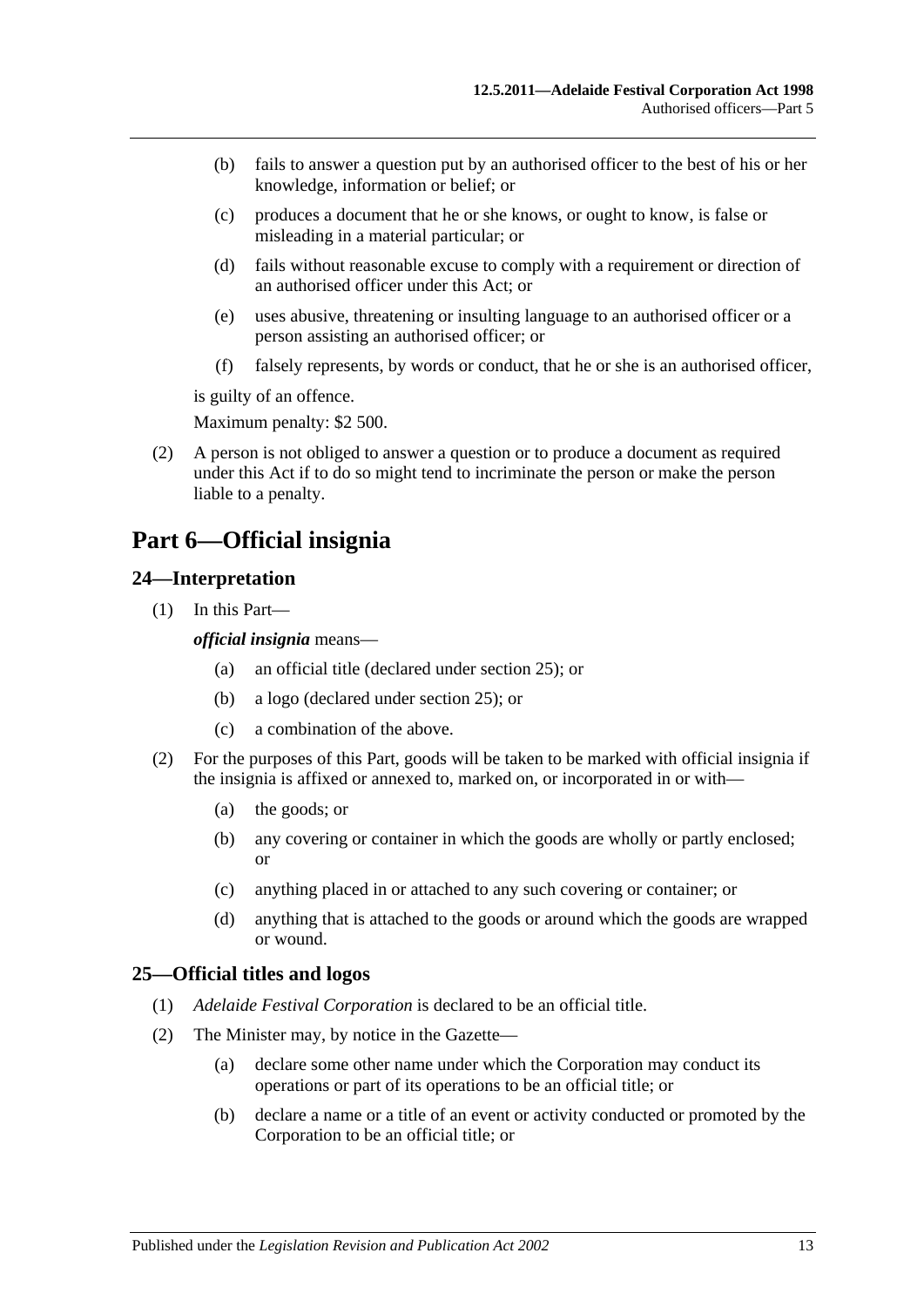(b) fails to answer a question put by an authorised officer to the best of his or her knowledge, information or belief; or

(c) produces a document that he or she knows, or ought to know, is false or misleading in a material particular; or

(d) fails without reasonable excuse to comply with a requirement or direction of an authorised officer under this Act; or

(e) uses abusive, threatening or insulting language to an authorised officer or a person assisting an authorised officer; or

(f) falsely represents, by words or conduct, that he or she is an authorised officer,

is guilty of an offence.

Maximum penalty: $2 500.

(2) A person is not obliged to answer a question or to produce a document as required under this Act if to do so might tend to incriminate the person or make the person liable to a penalty.

# Part 6—Official insignia

## 24—Interpretation

(1) In this Part—

***official insignia*** means—

(a) an official title (declared under section 25); or

(b) a logo (declared under section 25); or

(c) a combination of the above.

(2) For the purposes of this Part, goods will be taken to be marked with official insignia if the insignia is affixed or annexed to, marked on, or incorporated in or with—

(a) the goods; or

(b) any covering or container in which the goods are wholly or partly enclosed; or

(c) anything placed in or attached to any such covering or container; or

(d) anything that is attached to the goods or around which the goods are wrapped or wound.

## 25—Official titles and logos

(1) *Adelaide Festival Corporation* is declared to be an official title.

(2) The Minister may, by notice in the Gazette—

(a) declare some other name under which the Corporation may conduct its operations or part of its operations to be an official title; or

(b) declare a name or a title of an event or activity conducted or promoted by the Corporation to be an official title; or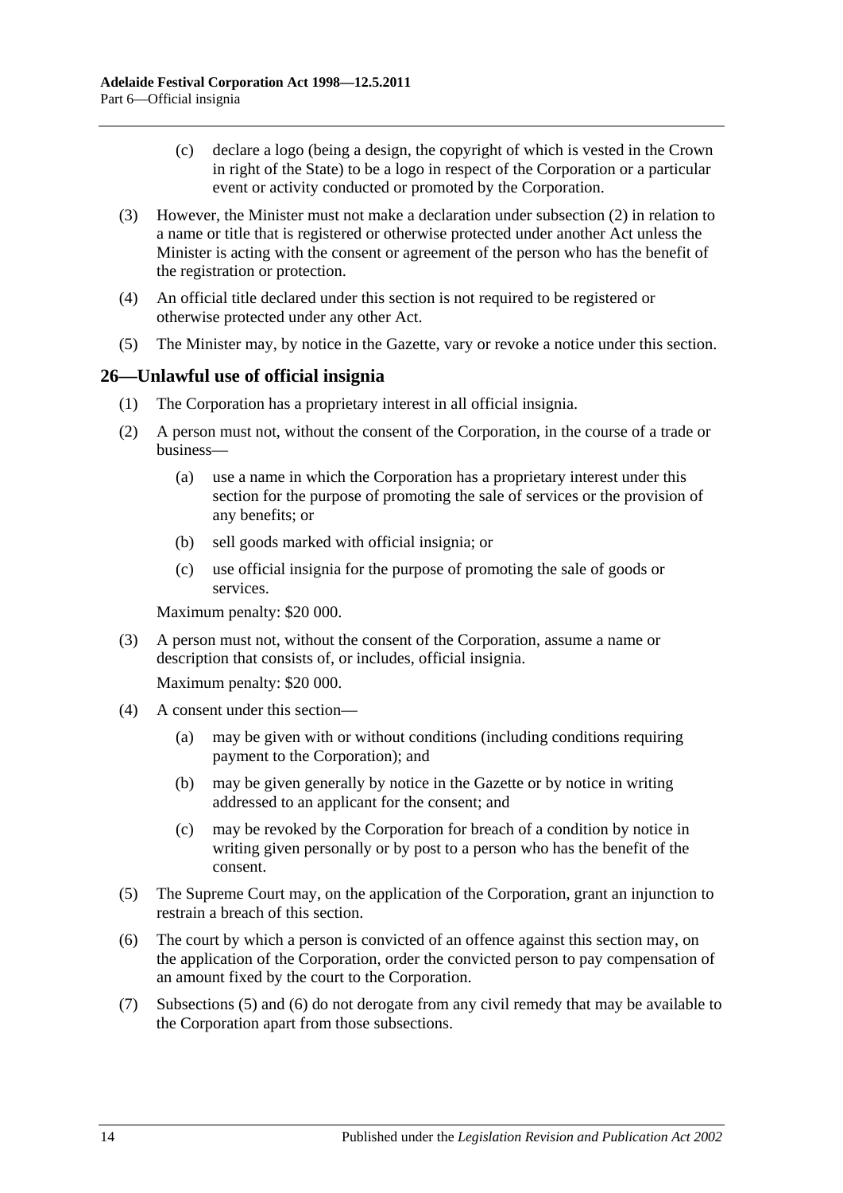(c) declare a logo (being a design, the copyright of which is vested in the Crown in right of the State) to be a logo in respect of the Corporation or a particular event or activity conducted or promoted by the Corporation.

(3) However, the Minister must not make a declaration under subsection (2) in relation to a name or title that is registered or otherwise protected under another Act unless the Minister is acting with the consent or agreement of the person who has the benefit of the registration or protection.

(4) An official title declared under this section is not required to be registered or otherwise protected under any other Act.

(5) The Minister may, by notice in the Gazette, vary or revoke a notice under this section.

## 26—Unlawful use of official insignia

(1) The Corporation has a proprietary interest in all official insignia.

(2) A person must not, without the consent of the Corporation, in the course of a trade or business—

(a) use a name in which the Corporation has a proprietary interest under this section for the purpose of promoting the sale of services or the provision of any benefits; or

(b) sell goods marked with official insignia; or

(c) use official insignia for the purpose of promoting the sale of goods or services.

Maximum penalty: $20 000.

(3) A person must not, without the consent of the Corporation, assume a name or description that consists of, or includes, official insignia.

Maximum penalty: $20 000.

(4) A consent under this section—

(a) may be given with or without conditions (including conditions requiring payment to the Corporation); and

(b) may be given generally by notice in the Gazette or by notice in writing addressed to an applicant for the consent; and

(c) may be revoked by the Corporation for breach of a condition by notice in writing given personally or by post to a person who has the benefit of the consent.

(5) The Supreme Court may, on the application of the Corporation, grant an injunction to restrain a breach of this section.

(6) The court by which a person is convicted of an offence against this section may, on the application of the Corporation, order the convicted person to pay compensation of an amount fixed by the court to the Corporation.

(7) Subsections (5) and (6) do not derogate from any civil remedy that may be available to the Corporation apart from those subsections.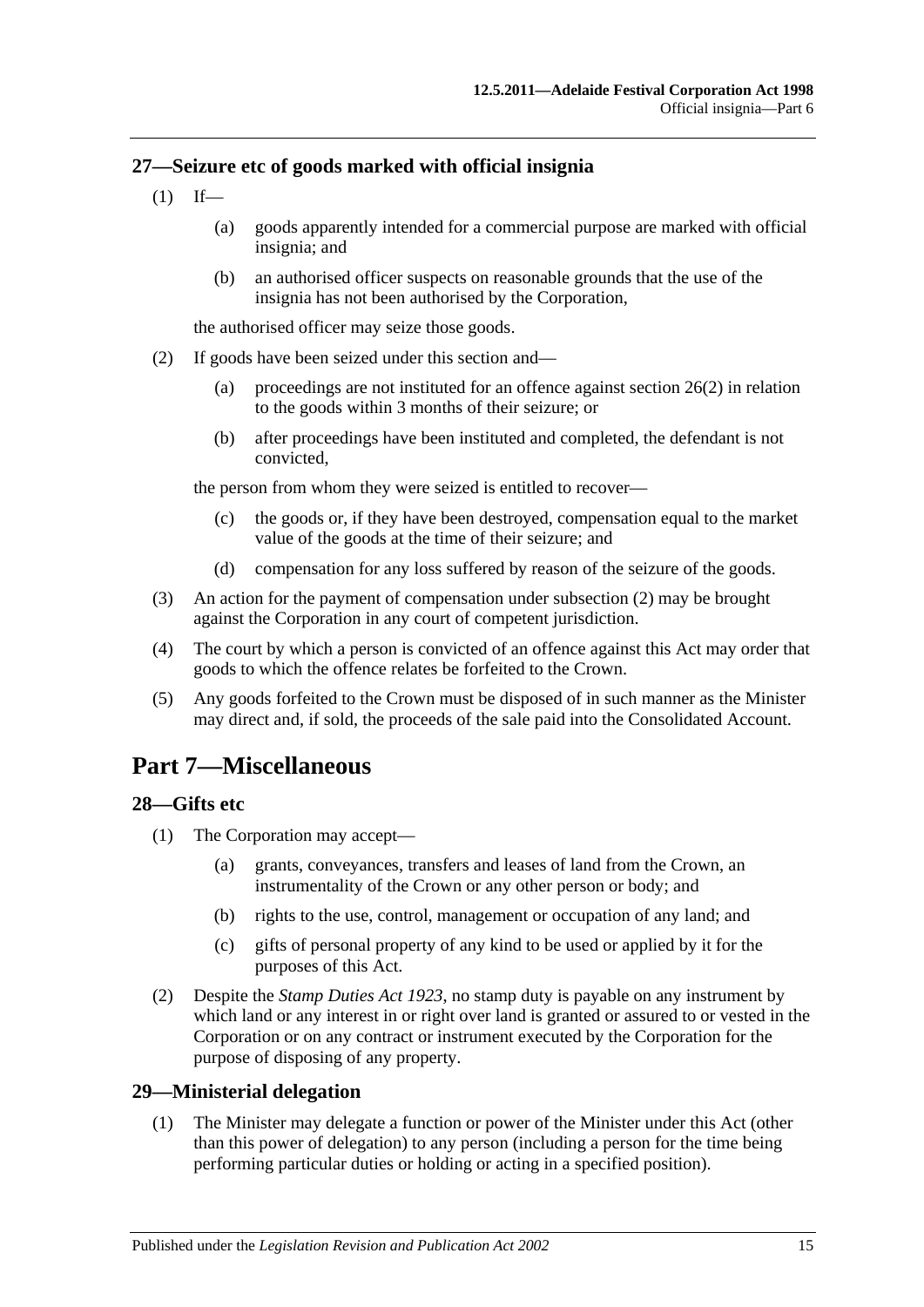### 27—Seizure etc of goods marked with official insignia

(1) If—

(a) goods apparently intended for a commercial purpose are marked with official insignia; and

(b) an authorised officer suspects on reasonable grounds that the use of the insignia has not been authorised by the Corporation,

the authorised officer may seize those goods.

(2) If goods have been seized under this section and—

(a) proceedings are not instituted for an offence against section 26(2) in relation to the goods within 3 months of their seizure; or

(b) after proceedings have been instituted and completed, the defendant is not convicted,

the person from whom they were seized is entitled to recover—

(c) the goods or, if they have been destroyed, compensation equal to the market value of the goods at the time of their seizure; and

(d) compensation for any loss suffered by reason of the seizure of the goods.

(3) An action for the payment of compensation under subsection (2) may be brought against the Corporation in any court of competent jurisdiction.

(4) The court by which a person is convicted of an offence against this Act may order that goods to which the offence relates be forfeited to the Crown.

(5) Any goods forfeited to the Crown must be disposed of in such manner as the Minister may direct and, if sold, the proceeds of the sale paid into the Consolidated Account.

## Part 7—Miscellaneous

### 28—Gifts etc

(1) The Corporation may accept—

(a) grants, conveyances, transfers and leases of land from the Crown, an instrumentality of the Crown or any other person or body; and

(b) rights to the use, control, management or occupation of any land; and

(c) gifts of personal property of any kind to be used or applied by it for the purposes of this Act.

(2) Despite the *Stamp Duties Act 1923*, no stamp duty is payable on any instrument by which land or any interest in or right over land is granted or assured to or vested in the Corporation or on any contract or instrument executed by the Corporation for the purpose of disposing of any property.

### 29—Ministerial delegation

(1) The Minister may delegate a function or power of the Minister under this Act (other than this power of delegation) to any person (including a person for the time being performing particular duties or holding or acting in a specified position).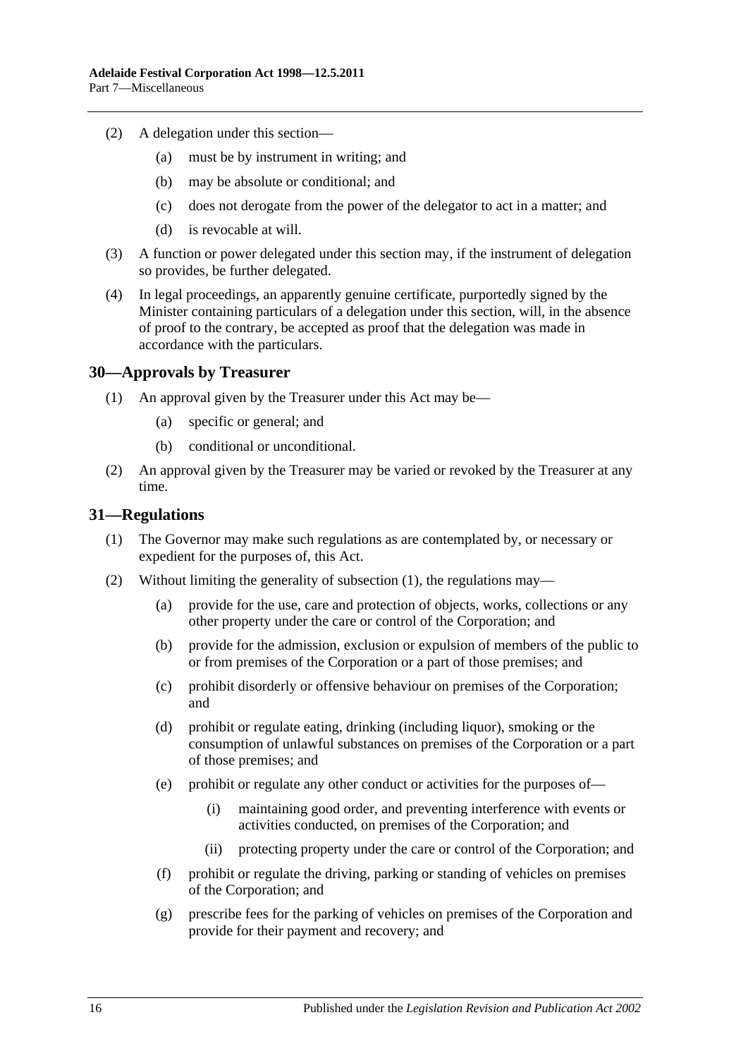(2) A delegation under this section—

(a) must be by instrument in writing; and

(b) may be absolute or conditional; and

(c) does not derogate from the power of the delegator to act in a matter; and

(d) is revocable at will.

(3) A function or power delegated under this section may, if the instrument of delegation so provides, be further delegated.

(4) In legal proceedings, an apparently genuine certificate, purportedly signed by the Minister containing particulars of a delegation under this section, will, in the absence of proof to the contrary, be accepted as proof that the delegation was made in accordance with the particulars.

## 30—Approvals by Treasurer

(1) An approval given by the Treasurer under this Act may be—

(a) specific or general; and

(b) conditional or unconditional.

(2) An approval given by the Treasurer may be varied or revoked by the Treasurer at any time.

## 31—Regulations

(1) The Governor may make such regulations as are contemplated by, or necessary or expedient for the purposes of, this Act.

(2) Without limiting the generality of subsection (1), the regulations may—

(a) provide for the use, care and protection of objects, works, collections or any other property under the care or control of the Corporation; and

(b) provide for the admission, exclusion or expulsion of members of the public to or from premises of the Corporation or a part of those premises; and

(c) prohibit disorderly or offensive behaviour on premises of the Corporation; and

(d) prohibit or regulate eating, drinking (including liquor), smoking or the consumption of unlawful substances on premises of the Corporation or a part of those premises; and

(e) prohibit or regulate any other conduct or activities for the purposes of—

(i) maintaining good order, and preventing interference with events or activities conducted, on premises of the Corporation; and

(ii) protecting property under the care or control of the Corporation; and

(f) prohibit or regulate the driving, parking or standing of vehicles on premises of the Corporation; and

(g) prescribe fees for the parking of vehicles on premises of the Corporation and provide for their payment and recovery; and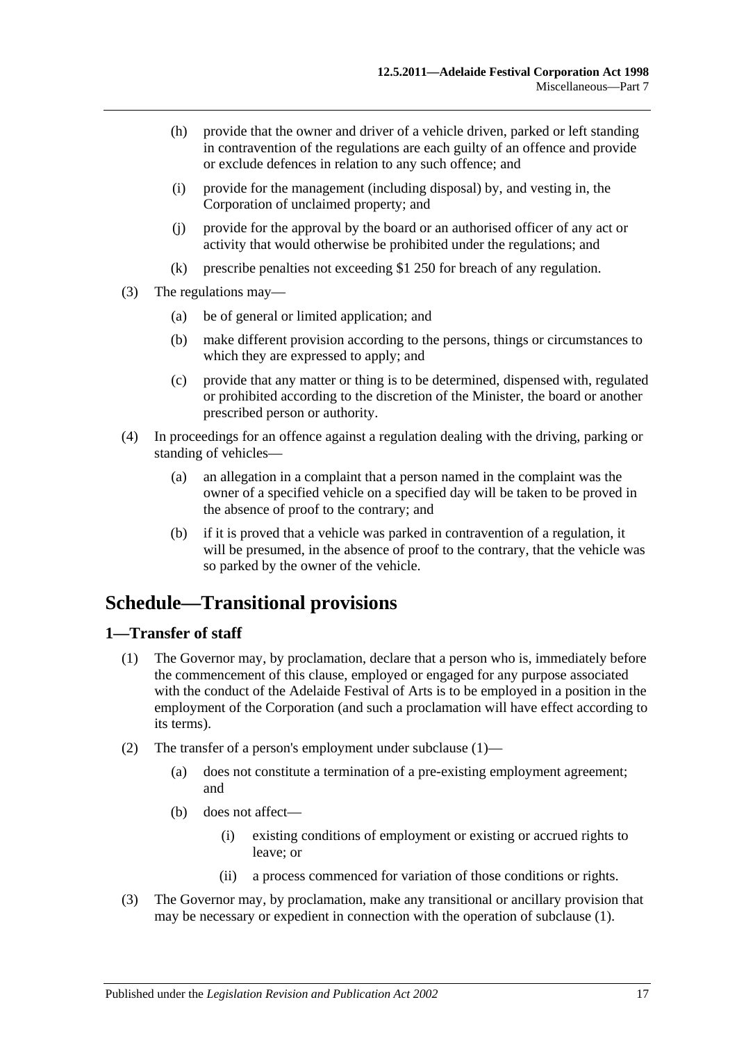(h) provide that the owner and driver of a vehicle driven, parked or left standing in contravention of the regulations are each guilty of an offence and provide or exclude defences in relation to any such offence; and

(i) provide for the management (including disposal) by, and vesting in, the Corporation of unclaimed property; and

(j) provide for the approval by the board or an authorised officer of any act or activity that would otherwise be prohibited under the regulations; and

(k) prescribe penalties not exceeding $1 250 for breach of any regulation.

(3) The regulations may—

(a) be of general or limited application; and

(b) make different provision according to the persons, things or circumstances to which they are expressed to apply; and

(c) provide that any matter or thing is to be determined, dispensed with, regulated or prohibited according to the discretion of the Minister, the board or another prescribed person or authority.

(4) In proceedings for an offence against a regulation dealing with the driving, parking or standing of vehicles—

(a) an allegation in a complaint that a person named in the complaint was the owner of a specified vehicle on a specified day will be taken to be proved in the absence of proof to the contrary; and

(b) if it is proved that a vehicle was parked in contravention of a regulation, it will be presumed, in the absence of proof to the contrary, that the vehicle was so parked by the owner of the vehicle.

# Schedule—Transitional provisions

## 1—Transfer of staff

(1) The Governor may, by proclamation, declare that a person who is, immediately before the commencement of this clause, employed or engaged for any purpose associated with the conduct of the Adelaide Festival of Arts is to be employed in a position in the employment of the Corporation (and such a proclamation will have effect according to its terms).

(2) The transfer of a person's employment under subclause (1)—

(a) does not constitute a termination of a pre-existing employment agreement; and

(b) does not affect—

(i) existing conditions of employment or existing or accrued rights to leave; or

(ii) a process commenced for variation of those conditions or rights.

(3) The Governor may, by proclamation, make any transitional or ancillary provision that may be necessary or expedient in connection with the operation of subclause (1).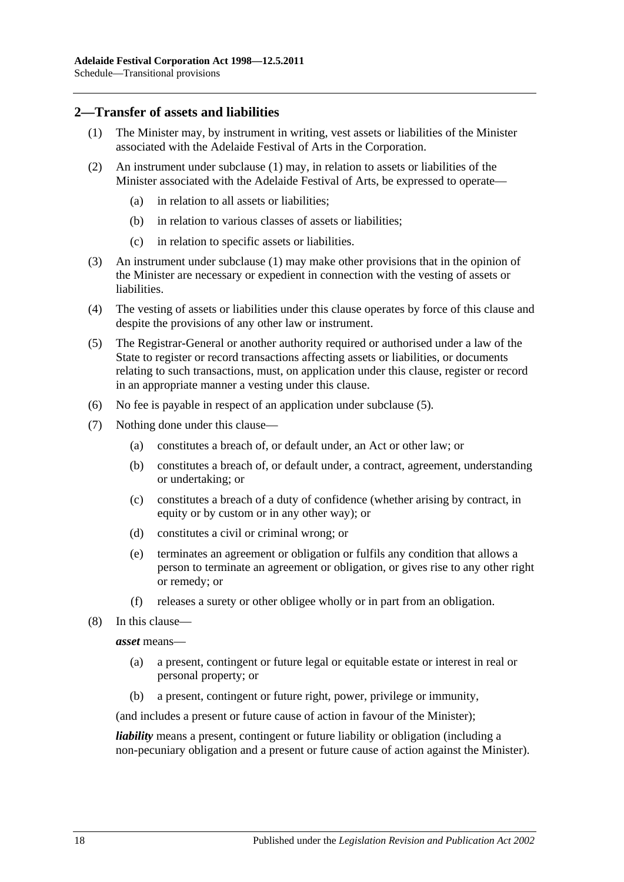## 2—Transfer of assets and liabilities

(1) The Minister may, by instrument in writing, vest assets or liabilities of the Minister associated with the Adelaide Festival of Arts in the Corporation.

(2) An instrument under subclause (1) may, in relation to assets or liabilities of the Minister associated with the Adelaide Festival of Arts, be expressed to operate—

- (a) in relation to all assets or liabilities;
- (b) in relation to various classes of assets or liabilities;
- (c) in relation to specific assets or liabilities.

(3) An instrument under subclause (1) may make other provisions that in the opinion of the Minister are necessary or expedient in connection with the vesting of assets or liabilities.

(4) The vesting of assets or liabilities under this clause operates by force of this clause and despite the provisions of any other law or instrument.

(5) The Registrar-General or another authority required or authorised under a law of the State to register or record transactions affecting assets or liabilities, or documents relating to such transactions, must, on application under this clause, register or record in an appropriate manner a vesting under this clause.

(6) No fee is payable in respect of an application under subclause (5).

(7) Nothing done under this clause—

- (a) constitutes a breach of, or default under, an Act or other law; or
- (b) constitutes a breach of, or default under, a contract, agreement, understanding or undertaking; or
- (c) constitutes a breach of a duty of confidence (whether arising by contract, in equity or by custom or in any other way); or
- (d) constitutes a civil or criminal wrong; or
- (e) terminates an agreement or obligation or fulfils any condition that allows a person to terminate an agreement or obligation, or gives rise to any other right or remedy; or
- (f) releases a surety or other obligee wholly or in part from an obligation.

(8) In this clause—

***asset*** means—

- (a) a present, contingent or future legal or equitable estate or interest in real or personal property; or
- (b) a present, contingent or future right, power, privilege or immunity,

(and includes a present or future cause of action in favour of the Minister);

***liability*** means a present, contingent or future liability or obligation (including a non-pecuniary obligation and a present or future cause of action against the Minister).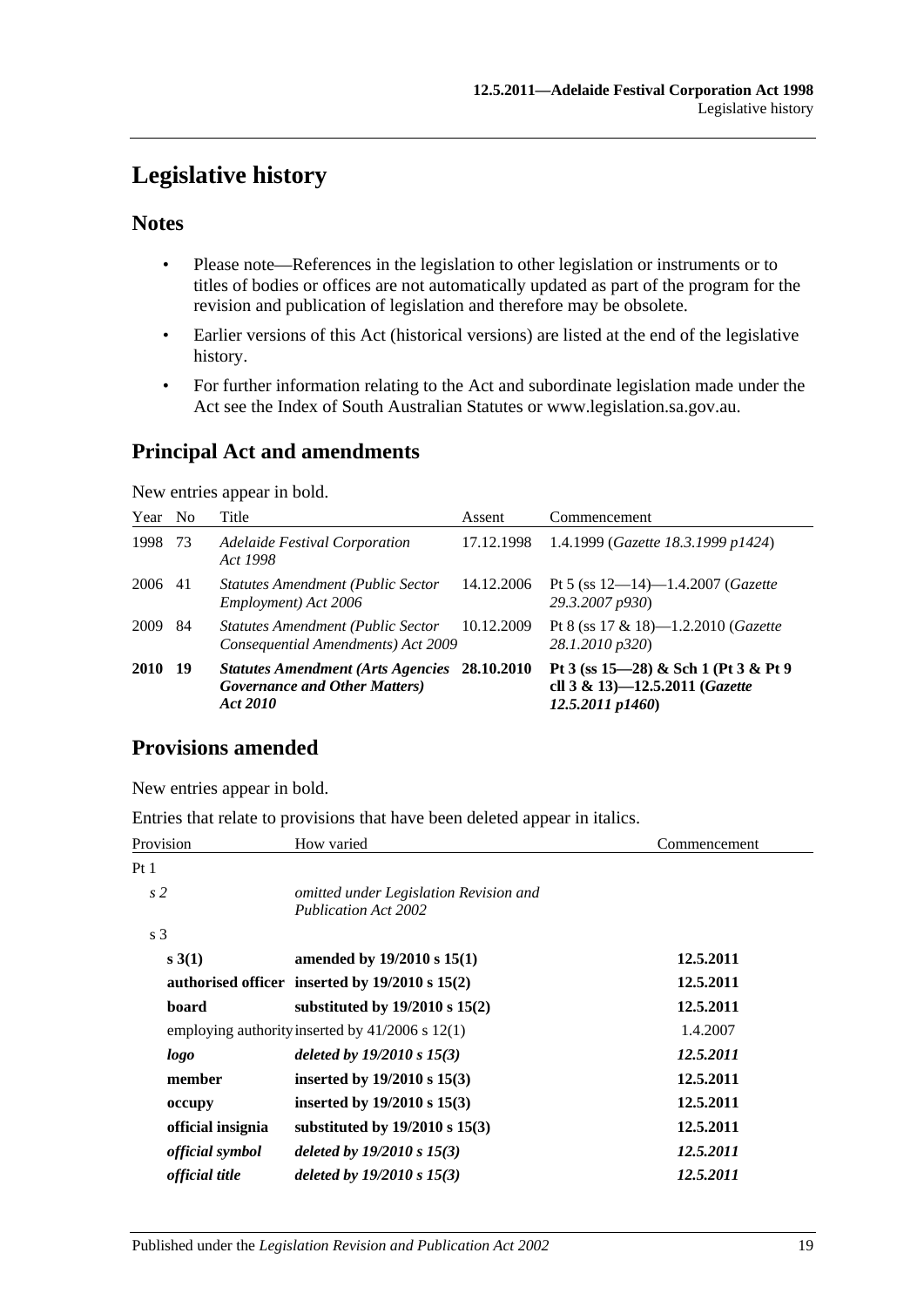# Legislative history

## Notes

- Please note—References in the legislation to other legislation or instruments or to titles of bodies or offices are not automatically updated as part of the program for the revision and publication of legislation and therefore may be obsolete.
- Earlier versions of this Act (historical versions) are listed at the end of the legislative history.
- For further information relating to the Act and subordinate legislation made under the Act see the Index of South Australian Statutes or www.legislation.sa.gov.au.

## Principal Act and amendments

New entries appear in bold.

| Year | No | Title | Assent | Commencement |
|---|---|---|---|---|
| 1998 | 73 | *Adelaide Festival Corporation Act 1998* | 17.12.1998 | 1.4.1999 (*Gazette 18.3.1999 p1424*) |
| 2006 | 41 | *Statutes Amendment (Public Sector Employment) Act 2006* | 14.12.2006 | Pt 5 (ss 12—14)—1.4.2007 (*Gazette 29.3.2007 p930*) |
| 2009 | 84 | *Statutes Amendment (Public Sector Consequential Amendments) Act 2009* | 10.12.2009 | Pt 8 (ss 17 & 18)—1.2.2010 (*Gazette 28.1.2010 p320*) |
| **2010** | **19** | ***Statutes Amendment (Arts Agencies Governance and Other Matters) Act 2010*** | **28.10.2010** | **Pt 3 (ss 15—28) & Sch 1 (Pt 3 & Pt 9 cll 3 & 13)—12.5.2011 (*Gazette 12.5.2011 p1460*)** |

## Provisions amended

New entries appear in bold.

Entries that relate to provisions that have been deleted appear in italics.

| Provision | How varied | Commencement |
|---|---|---|
| Pt 1 | | |
| *s 2* | *omitted under Legislation Revision and Publication Act 2002* | |
| s 3 | | |
| **s 3(1)** | **amended by 19/2010 s 15(1)** | **12.5.2011** |
| **authorised officer** | **inserted by 19/2010 s 15(2)** | **12.5.2011** |
| **board** | **substituted by 19/2010 s 15(2)** | **12.5.2011** |
| employing authority | inserted by 41/2006 s 12(1) | 1.4.2007 |
| ***logo*** | ***deleted by 19/2010 s 15(3)*** | ***12.5.2011*** |
| **member** | **inserted by 19/2010 s 15(3)** | **12.5.2011** |
| **occupy** | **inserted by 19/2010 s 15(3)** | **12.5.2011** |
| **official insignia** | **substituted by 19/2010 s 15(3)** | **12.5.2011** |
| ***official symbol*** | ***deleted by 19/2010 s 15(3)*** | ***12.5.2011*** |
| ***official title*** | ***deleted by 19/2010 s 15(3)*** | ***12.5.2011*** |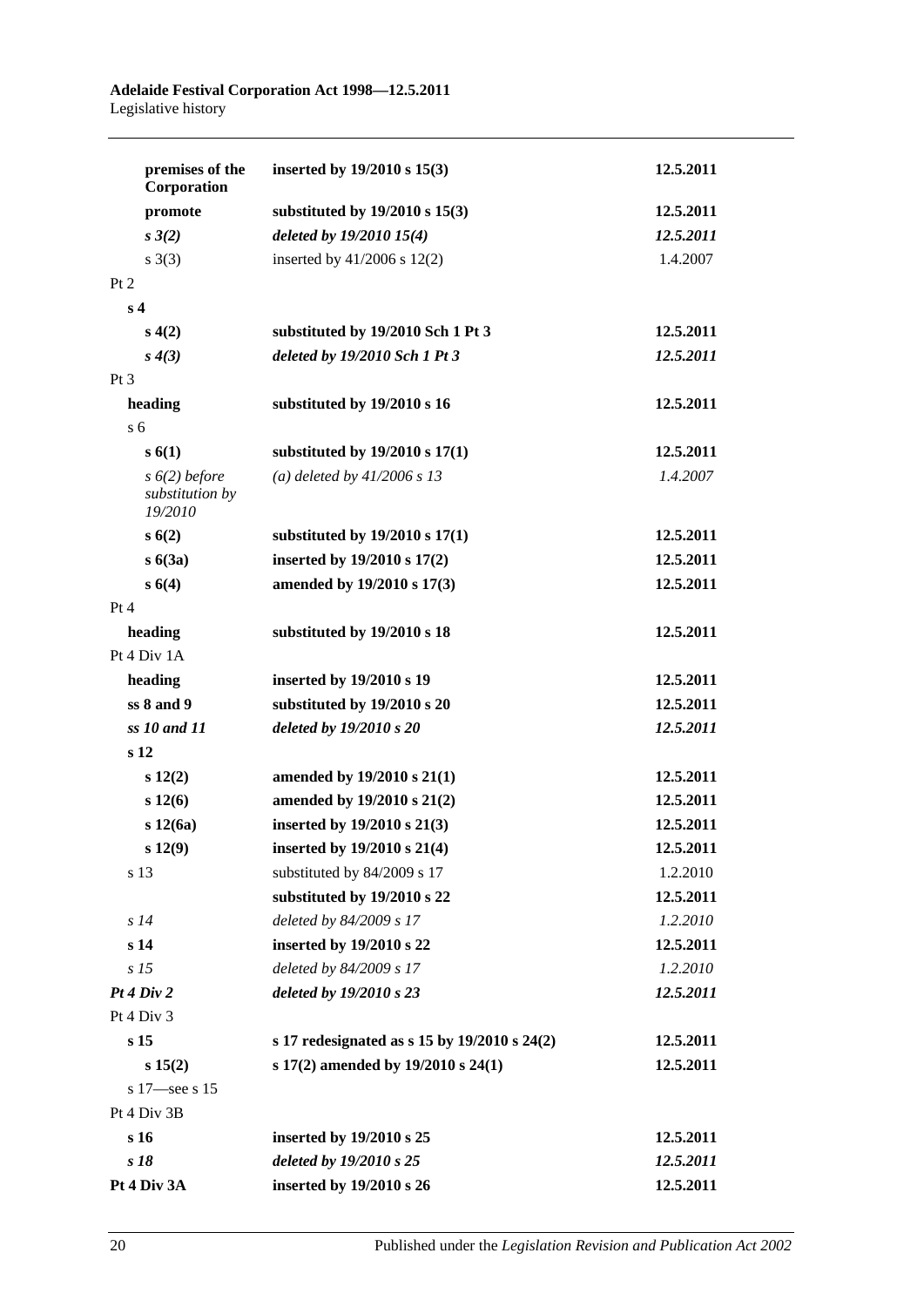| | | |
|---|---|---|
| **premises of the Corporation** | **inserted by 19/2010 s 15(3)** | **12.5.2011** |
| **promote** | **substituted by 19/2010 s 15(3)** | **12.5.2011** |
| ***s 3(2)*** | ***deleted by 19/2010 15(4)*** | ***12.5.2011*** |
| s 3(3) | inserted by 41/2006 s 12(2) | 1.4.2007 |
| Pt 2 | | |
| **s 4** | | |
| **s 4(2)** | **substituted by 19/2010 Sch 1 Pt 3** | **12.5.2011** |
| ***s 4(3)*** | ***deleted by 19/2010 Sch 1 Pt 3*** | ***12.5.2011*** |
| Pt 3 | | |
| **heading** | **substituted by 19/2010 s 16** | **12.5.2011** |
| s 6 | | |
| **s 6(1)** | **substituted by 19/2010 s 17(1)** | **12.5.2011** |
| *s 6(2) before substitution by 19/2010* | *(a) deleted by 41/2006 s 13* | *1.4.2007* |
| **s 6(2)** | **substituted by 19/2010 s 17(1)** | **12.5.2011** |
| **s 6(3a)** | **inserted by 19/2010 s 17(2)** | **12.5.2011** |
| **s 6(4)** | **amended by 19/2010 s 17(3)** | **12.5.2011** |
| Pt 4 | | |
| **heading** | **substituted by 19/2010 s 18** | **12.5.2011** |
| Pt 4 Div 1A | | |
| **heading** | **inserted by 19/2010 s 19** | **12.5.2011** |
| **ss 8 and 9** | **substituted by 19/2010 s 20** | **12.5.2011** |
| ***ss 10 and 11*** | ***deleted by 19/2010 s 20*** | ***12.5.2011*** |
| **s 12** | | |
| **s 12(2)** | **amended by 19/2010 s 21(1)** | **12.5.2011** |
| **s 12(6)** | **amended by 19/2010 s 21(2)** | **12.5.2011** |
| **s 12(6a)** | **inserted by 19/2010 s 21(3)** | **12.5.2011** |
| **s 12(9)** | **inserted by 19/2010 s 21(4)** | **12.5.2011** |
| s 13 | substituted by 84/2009 s 17 | 1.2.2010 |
| | **substituted by 19/2010 s 22** | **12.5.2011** |
| *s 14* | *deleted by 84/2009 s 17* | *1.2.2010* |
| **s 14** | **inserted by 19/2010 s 22** | **12.5.2011** |
| *s 15* | *deleted by 84/2009 s 17* | *1.2.2010* |
| ***Pt 4 Div 2*** | ***deleted by 19/2010 s 23*** | ***12.5.2011*** |
| Pt 4 Div 3 | | |
| **s 15** | **s 17 redesignated as s 15 by 19/2010 s 24(2)** | **12.5.2011** |
| **s 15(2)** | **s 17(2) amended by 19/2010 s 24(1)** | **12.5.2011** |
| s 17—see s 15 | | |
| Pt 4 Div 3B | | |
| **s 16** | **inserted by 19/2010 s 25** | **12.5.2011** |
| ***s 18*** | ***deleted by 19/2010 s 25*** | ***12.5.2011*** |
| **Pt 4 Div 3A** | **inserted by 19/2010 s 26** | **12.5.2011** |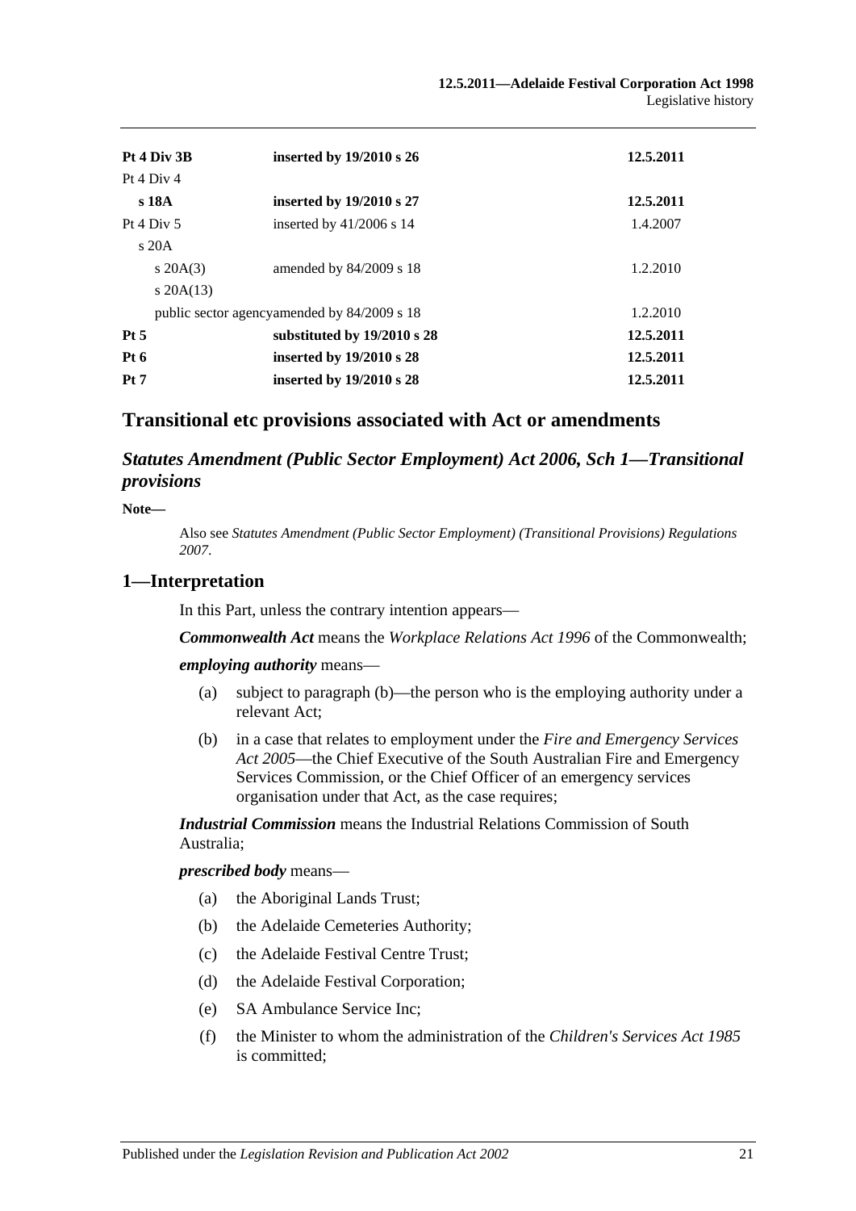| | | |
|---|---|---|
| **Pt 4 Div 3B** | **inserted by 19/2010 s 26** | **12.5.2011** |
| Pt 4 Div 4 | | |
| **s 18A** | **inserted by 19/2010 s 27** | **12.5.2011** |
| Pt 4 Div 5 | inserted by 41/2006 s 14 | 1.4.2007 |
| s 20A | | |
| s 20A(3) | amended by 84/2009 s 18 | 1.2.2010 |
| s 20A(13) | | |
| public sector agency | amended by 84/2009 s 18 | 1.2.2010 |
| **Pt 5** | **substituted by 19/2010 s 28** | **12.5.2011** |
| **Pt 6** | **inserted by 19/2010 s 28** | **12.5.2011** |
| **Pt 7** | **inserted by 19/2010 s 28** | **12.5.2011** |

## Transitional etc provisions associated with Act or amendments

### *Statutes Amendment (Public Sector Employment) Act 2006, Sch 1—Transitional provisions*

**Note—**

Also see *Statutes Amendment (Public Sector Employment) (Transitional Provisions) Regulations 2007*.

### 1—Interpretation

In this Part, unless the contrary intention appears—

***Commonwealth Act*** means the *Workplace Relations Act 1996* of the Commonwealth;

***employing authority*** means—

(a) subject to paragraph (b)—the person who is the employing authority under a relevant Act;

(b) in a case that relates to employment under the *Fire and Emergency Services Act 2005*—the Chief Executive of the South Australian Fire and Emergency Services Commission, or the Chief Officer of an emergency services organisation under that Act, as the case requires;

***Industrial Commission*** means the Industrial Relations Commission of South Australia;

***prescribed body*** means—

(a) the Aboriginal Lands Trust;

(b) the Adelaide Cemeteries Authority;

(c) the Adelaide Festival Centre Trust;

(d) the Adelaide Festival Corporation;

(e) SA Ambulance Service Inc;

(f) the Minister to whom the administration of the *Children's Services Act 1985* is committed;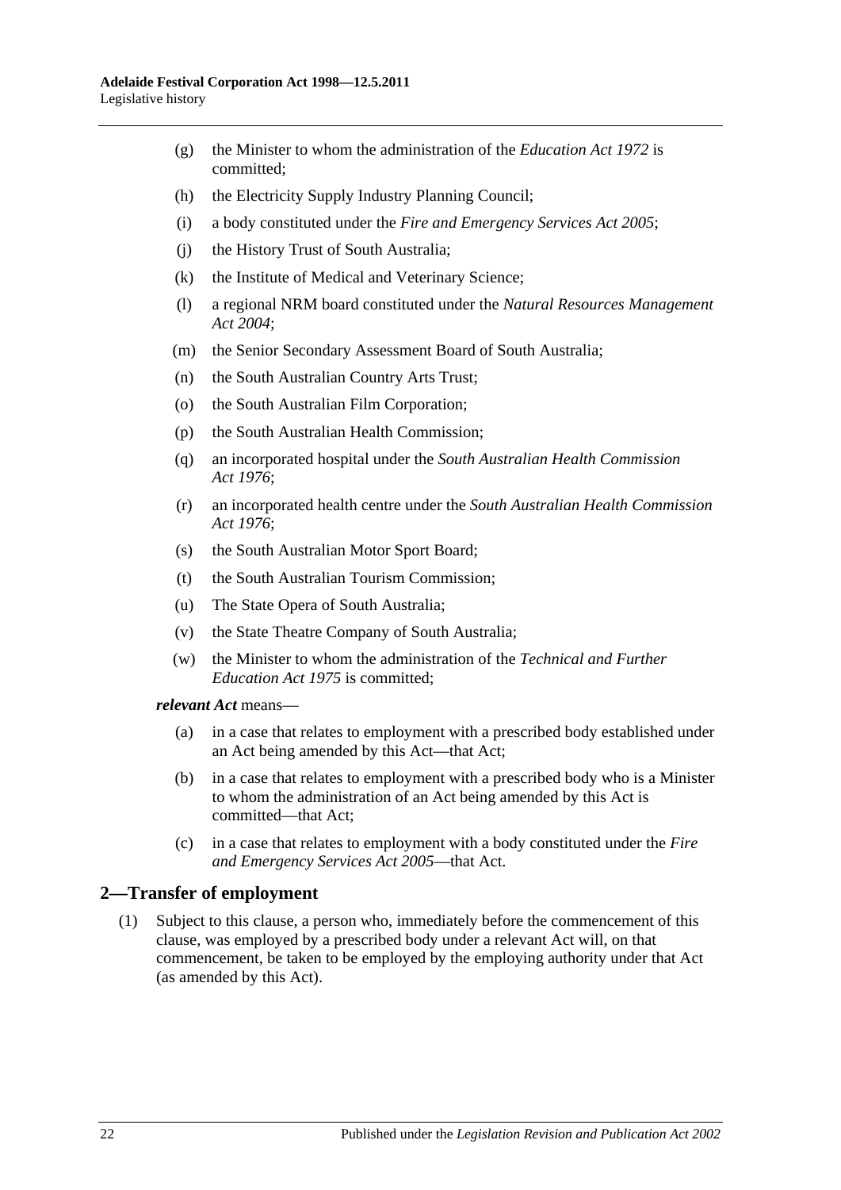(g) the Minister to whom the administration of the *Education Act 1972* is committed;

(h) the Electricity Supply Industry Planning Council;

(i) a body constituted under the *Fire and Emergency Services Act 2005*;

(j) the History Trust of South Australia;

(k) the Institute of Medical and Veterinary Science;

(l) a regional NRM board constituted under the *Natural Resources Management Act 2004*;

(m) the Senior Secondary Assessment Board of South Australia;

(n) the South Australian Country Arts Trust;

(o) the South Australian Film Corporation;

(p) the South Australian Health Commission;

(q) an incorporated hospital under the *South Australian Health Commission Act 1976*;

(r) an incorporated health centre under the *South Australian Health Commission Act 1976*;

(s) the South Australian Motor Sport Board;

(t) the South Australian Tourism Commission;

(u) The State Opera of South Australia;

(v) the State Theatre Company of South Australia;

(w) the Minister to whom the administration of the *Technical and Further Education Act 1975* is committed;

***relevant Act*** means—

(a) in a case that relates to employment with a prescribed body established under an Act being amended by this Act—that Act;

(b) in a case that relates to employment with a prescribed body who is a Minister to whom the administration of an Act being amended by this Act is committed—that Act;

(c) in a case that relates to employment with a body constituted under the *Fire and Emergency Services Act 2005*—that Act.

## 2—Transfer of employment

(1) Subject to this clause, a person who, immediately before the commencement of this clause, was employed by a prescribed body under a relevant Act will, on that commencement, be taken to be employed by the employing authority under that Act (as amended by this Act).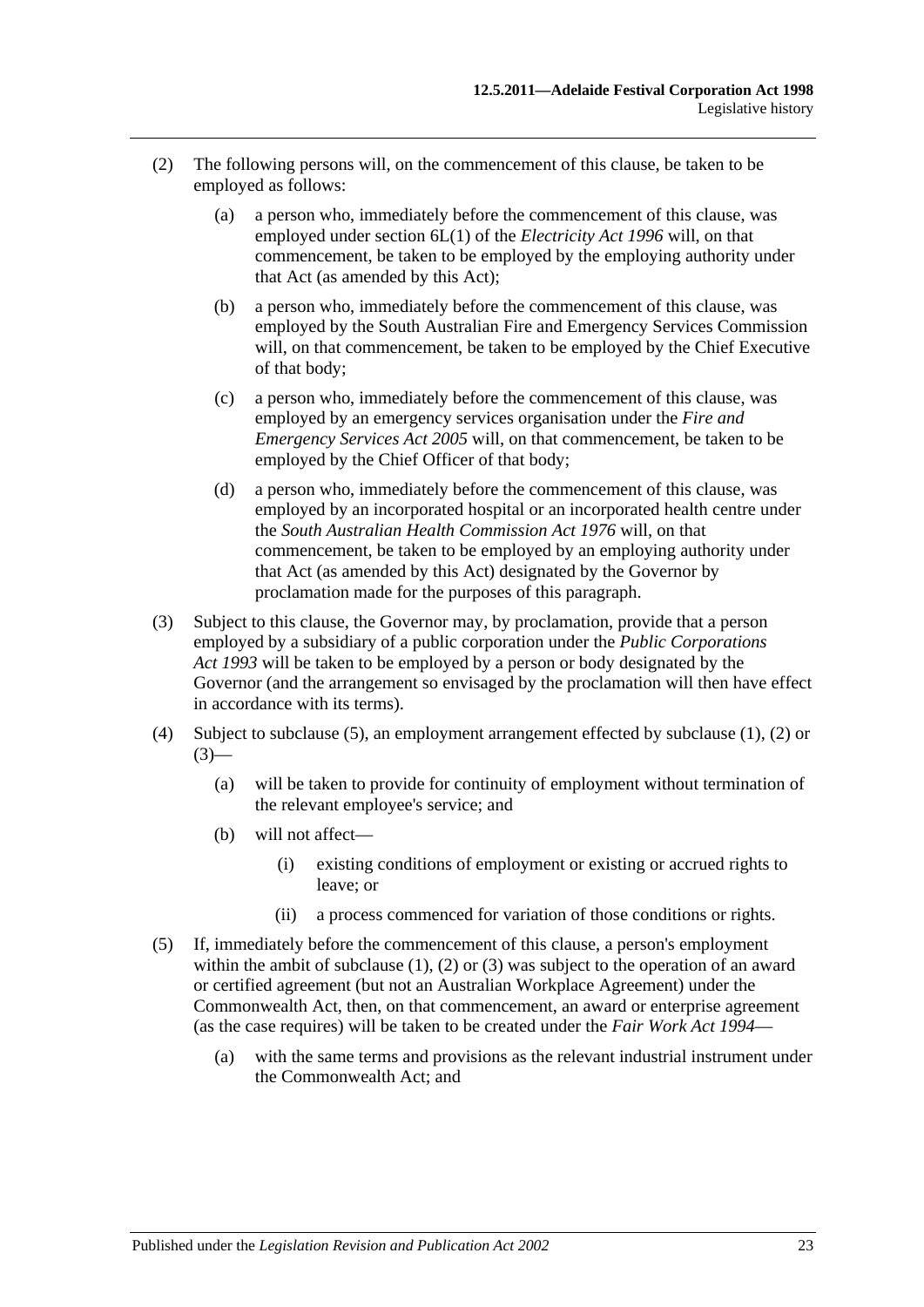(2) The following persons will, on the commencement of this clause, be taken to be employed as follows:

   (a) a person who, immediately before the commencement of this clause, was employed under section 6L(1) of the *Electricity Act 1996* will, on that commencement, be taken to be employed by the employing authority under that Act (as amended by this Act);

   (b) a person who, immediately before the commencement of this clause, was employed by the South Australian Fire and Emergency Services Commission will, on that commencement, be taken to be employed by the Chief Executive of that body;

   (c) a person who, immediately before the commencement of this clause, was employed by an emergency services organisation under the *Fire and Emergency Services Act 2005* will, on that commencement, be taken to be employed by the Chief Officer of that body;

   (d) a person who, immediately before the commencement of this clause, was employed by an incorporated hospital or an incorporated health centre under the *South Australian Health Commission Act 1976* will, on that commencement, be taken to be employed by an employing authority under that Act (as amended by this Act) designated by the Governor by proclamation made for the purposes of this paragraph.

(3) Subject to this clause, the Governor may, by proclamation, provide that a person employed by a subsidiary of a public corporation under the *Public Corporations Act 1993* will be taken to be employed by a person or body designated by the Governor (and the arrangement so envisaged by the proclamation will then have effect in accordance with its terms).

(4) Subject to subclause (5), an employment arrangement effected by subclause (1), (2) or (3)—

   (a) will be taken to provide for continuity of employment without termination of the relevant employee's service; and

   (b) will not affect—

      (i) existing conditions of employment or existing or accrued rights to leave; or

      (ii) a process commenced for variation of those conditions or rights.

(5) If, immediately before the commencement of this clause, a person's employment within the ambit of subclause (1), (2) or (3) was subject to the operation of an award or certified agreement (but not an Australian Workplace Agreement) under the Commonwealth Act, then, on that commencement, an award or enterprise agreement (as the case requires) will be taken to be created under the *Fair Work Act 1994*—

   (a) with the same terms and provisions as the relevant industrial instrument under the Commonwealth Act; and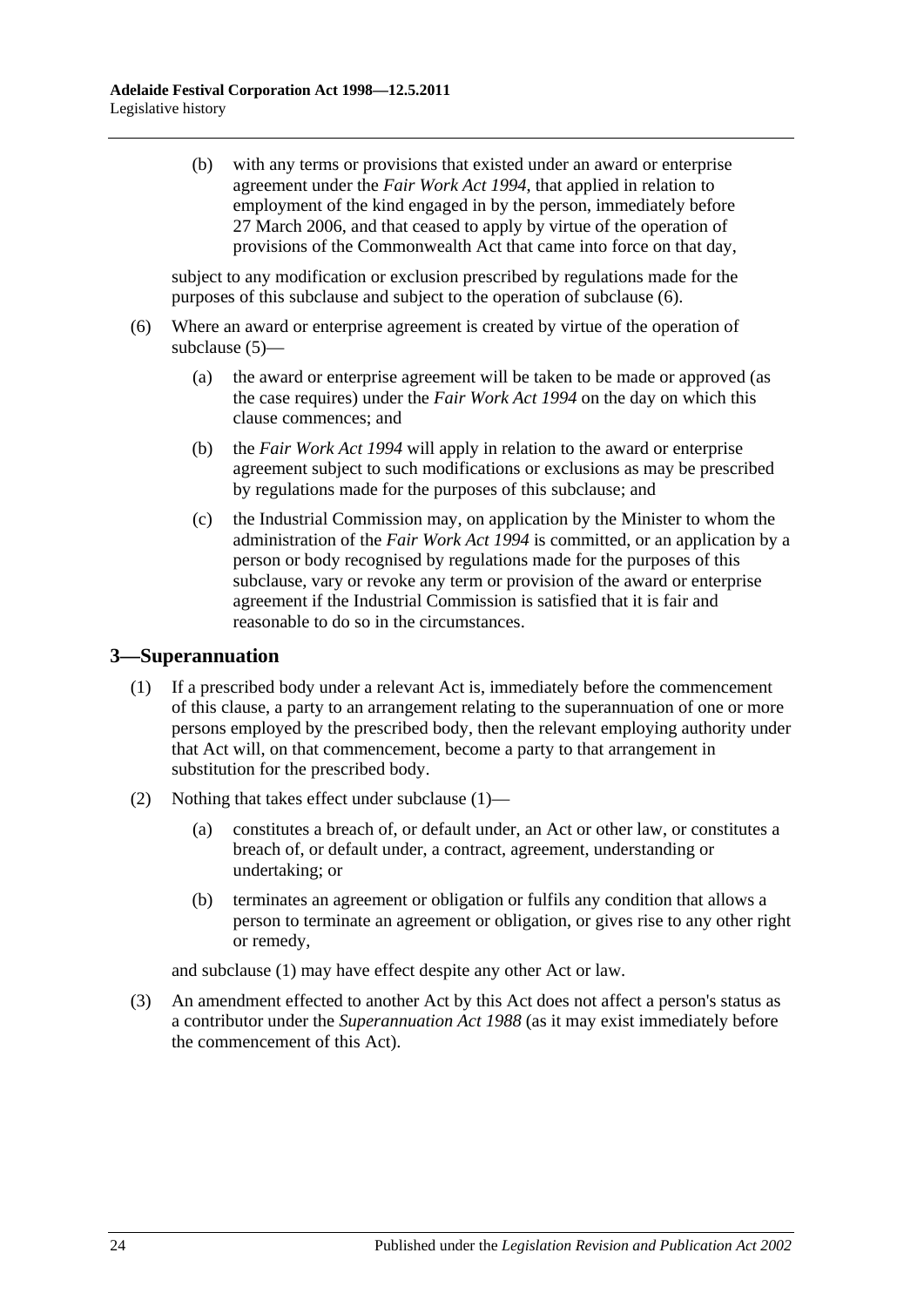(b) with any terms or provisions that existed under an award or enterprise agreement under the *Fair Work Act 1994*, that applied in relation to employment of the kind engaged in by the person, immediately before 27 March 2006, and that ceased to apply by virtue of the operation of provisions of the Commonwealth Act that came into force on that day,

subject to any modification or exclusion prescribed by regulations made for the purposes of this subclause and subject to the operation of subclause (6).

(6) Where an award or enterprise agreement is created by virtue of the operation of subclause (5)—

(a) the award or enterprise agreement will be taken to be made or approved (as the case requires) under the *Fair Work Act 1994* on the day on which this clause commences; and

(b) the *Fair Work Act 1994* will apply in relation to the award or enterprise agreement subject to such modifications or exclusions as may be prescribed by regulations made for the purposes of this subclause; and

(c) the Industrial Commission may, on application by the Minister to whom the administration of the *Fair Work Act 1994* is committed, or an application by a person or body recognised by regulations made for the purposes of this subclause, vary or revoke any term or provision of the award or enterprise agreement if the Industrial Commission is satisfied that it is fair and reasonable to do so in the circumstances.

## 3—Superannuation

(1) If a prescribed body under a relevant Act is, immediately before the commencement of this clause, a party to an arrangement relating to the superannuation of one or more persons employed by the prescribed body, then the relevant employing authority under that Act will, on that commencement, become a party to that arrangement in substitution for the prescribed body.

(2) Nothing that takes effect under subclause (1)—

(a) constitutes a breach of, or default under, an Act or other law, or constitutes a breach of, or default under, a contract, agreement, understanding or undertaking; or

(b) terminates an agreement or obligation or fulfils any condition that allows a person to terminate an agreement or obligation, or gives rise to any other right or remedy,

and subclause (1) may have effect despite any other Act or law.

(3) An amendment effected to another Act by this Act does not affect a person's status as a contributor under the *Superannuation Act 1988* (as it may exist immediately before the commencement of this Act).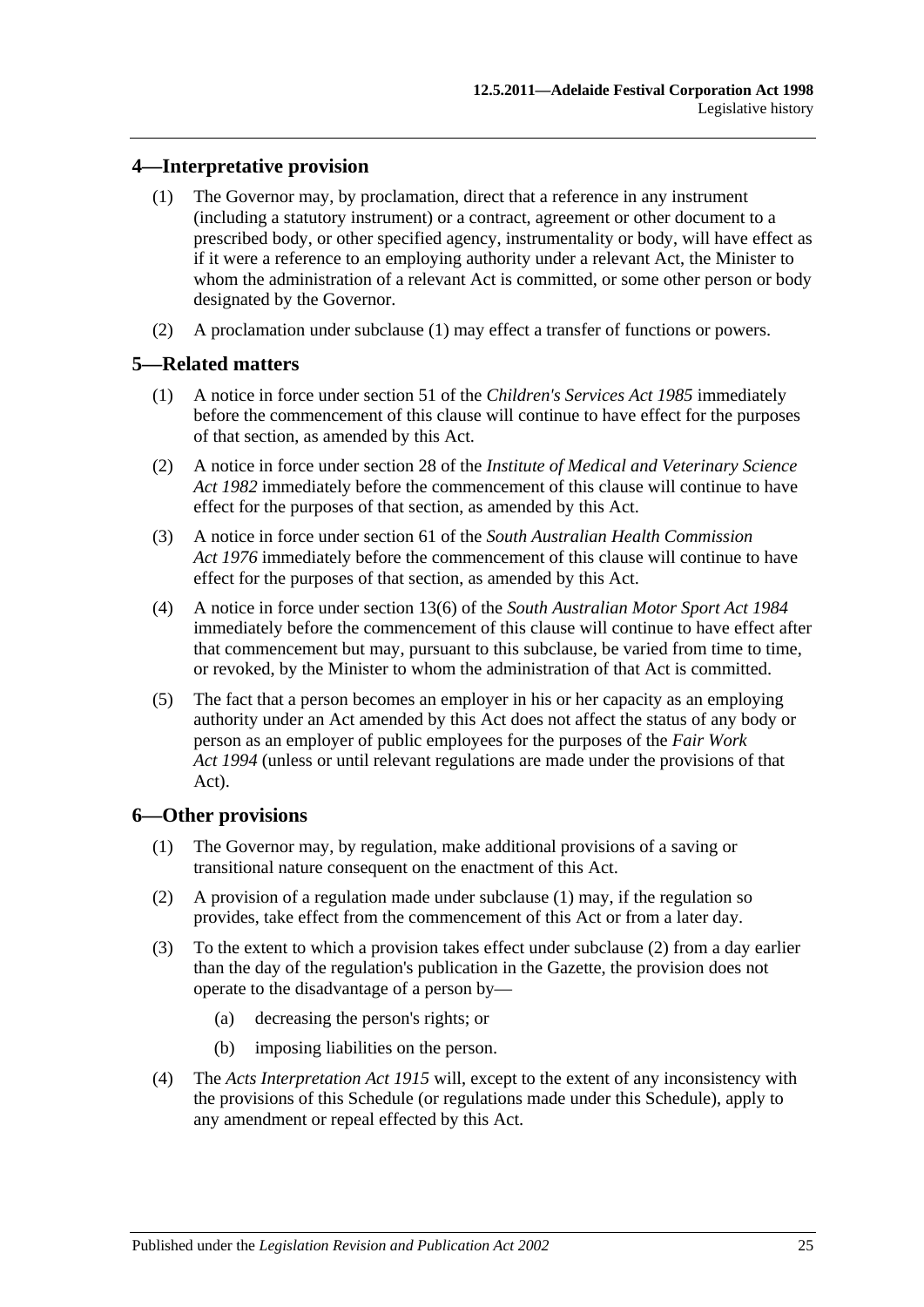## 4—Interpretative provision

(1) The Governor may, by proclamation, direct that a reference in any instrument (including a statutory instrument) or a contract, agreement or other document to a prescribed body, or other specified agency, instrumentality or body, will have effect as if it were a reference to an employing authority under a relevant Act, the Minister to whom the administration of a relevant Act is committed, or some other person or body designated by the Governor.

(2) A proclamation under subclause (1) may effect a transfer of functions or powers.

## 5—Related matters

(1) A notice in force under section 51 of the *Children's Services Act 1985* immediately before the commencement of this clause will continue to have effect for the purposes of that section, as amended by this Act.

(2) A notice in force under section 28 of the *Institute of Medical and Veterinary Science Act 1982* immediately before the commencement of this clause will continue to have effect for the purposes of that section, as amended by this Act.

(3) A notice in force under section 61 of the *South Australian Health Commission Act 1976* immediately before the commencement of this clause will continue to have effect for the purposes of that section, as amended by this Act.

(4) A notice in force under section 13(6) of the *South Australian Motor Sport Act 1984* immediately before the commencement of this clause will continue to have effect after that commencement but may, pursuant to this subclause, be varied from time to time, or revoked, by the Minister to whom the administration of that Act is committed.

(5) The fact that a person becomes an employer in his or her capacity as an employing authority under an Act amended by this Act does not affect the status of any body or person as an employer of public employees for the purposes of the *Fair Work Act 1994* (unless or until relevant regulations are made under the provisions of that Act).

## 6—Other provisions

(1) The Governor may, by regulation, make additional provisions of a saving or transitional nature consequent on the enactment of this Act.

(2) A provision of a regulation made under subclause (1) may, if the regulation so provides, take effect from the commencement of this Act or from a later day.

(3) To the extent to which a provision takes effect under subclause (2) from a day earlier than the day of the regulation's publication in the Gazette, the provision does not operate to the disadvantage of a person by—

(a) decreasing the person's rights; or

(b) imposing liabilities on the person.

(4) The *Acts Interpretation Act 1915* will, except to the extent of any inconsistency with the provisions of this Schedule (or regulations made under this Schedule), apply to any amendment or repeal effected by this Act.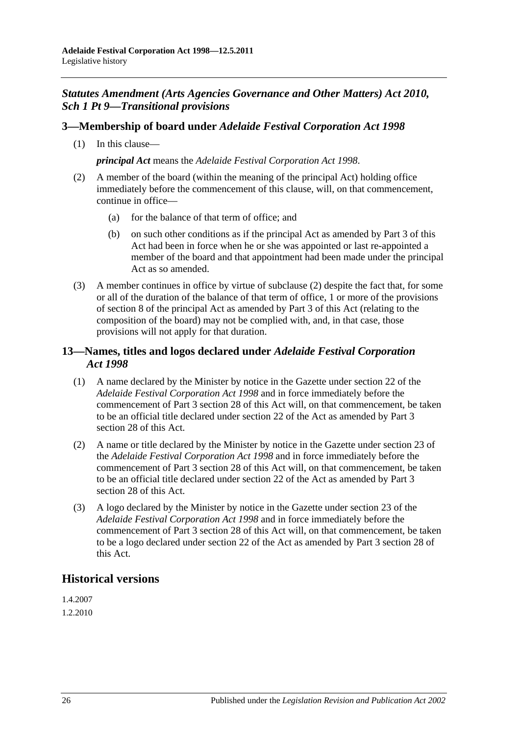## *Statutes Amendment (Arts Agencies Governance and Other Matters) Act 2010, Sch 1 Pt 9—Transitional provisions*

### 3—Membership of board under *Adelaide Festival Corporation Act 1998*

(1) In this clause—

***principal Act*** means the *Adelaide Festival Corporation Act 1998*.

(2) A member of the board (within the meaning of the principal Act) holding office immediately before the commencement of this clause, will, on that commencement, continue in office—

(a) for the balance of that term of office; and

(b) on such other conditions as if the principal Act as amended by Part 3 of this Act had been in force when he or she was appointed or last re-appointed a member of the board and that appointment had been made under the principal Act as so amended.

(3) A member continues in office by virtue of subclause (2) despite the fact that, for some or all of the duration of the balance of that term of office, 1 or more of the provisions of section 8 of the principal Act as amended by Part 3 of this Act (relating to the composition of the board) may not be complied with, and, in that case, those provisions will not apply for that duration.

### 13—Names, titles and logos declared under *Adelaide Festival Corporation Act 1998*

(1) A name declared by the Minister by notice in the Gazette under section 22 of the *Adelaide Festival Corporation Act 1998* and in force immediately before the commencement of Part 3 section 28 of this Act will, on that commencement, be taken to be an official title declared under section 22 of the Act as amended by Part 3 section 28 of this Act.

(2) A name or title declared by the Minister by notice in the Gazette under section 23 of the *Adelaide Festival Corporation Act 1998* and in force immediately before the commencement of Part 3 section 28 of this Act will, on that commencement, be taken to be an official title declared under section 22 of the Act as amended by Part 3 section 28 of this Act.

(3) A logo declared by the Minister by notice in the Gazette under section 23 of the *Adelaide Festival Corporation Act 1998* and in force immediately before the commencement of Part 3 section 28 of this Act will, on that commencement, be taken to be a logo declared under section 22 of the Act as amended by Part 3 section 28 of this Act.

## Historical versions

1.4.2007

1.2.2010